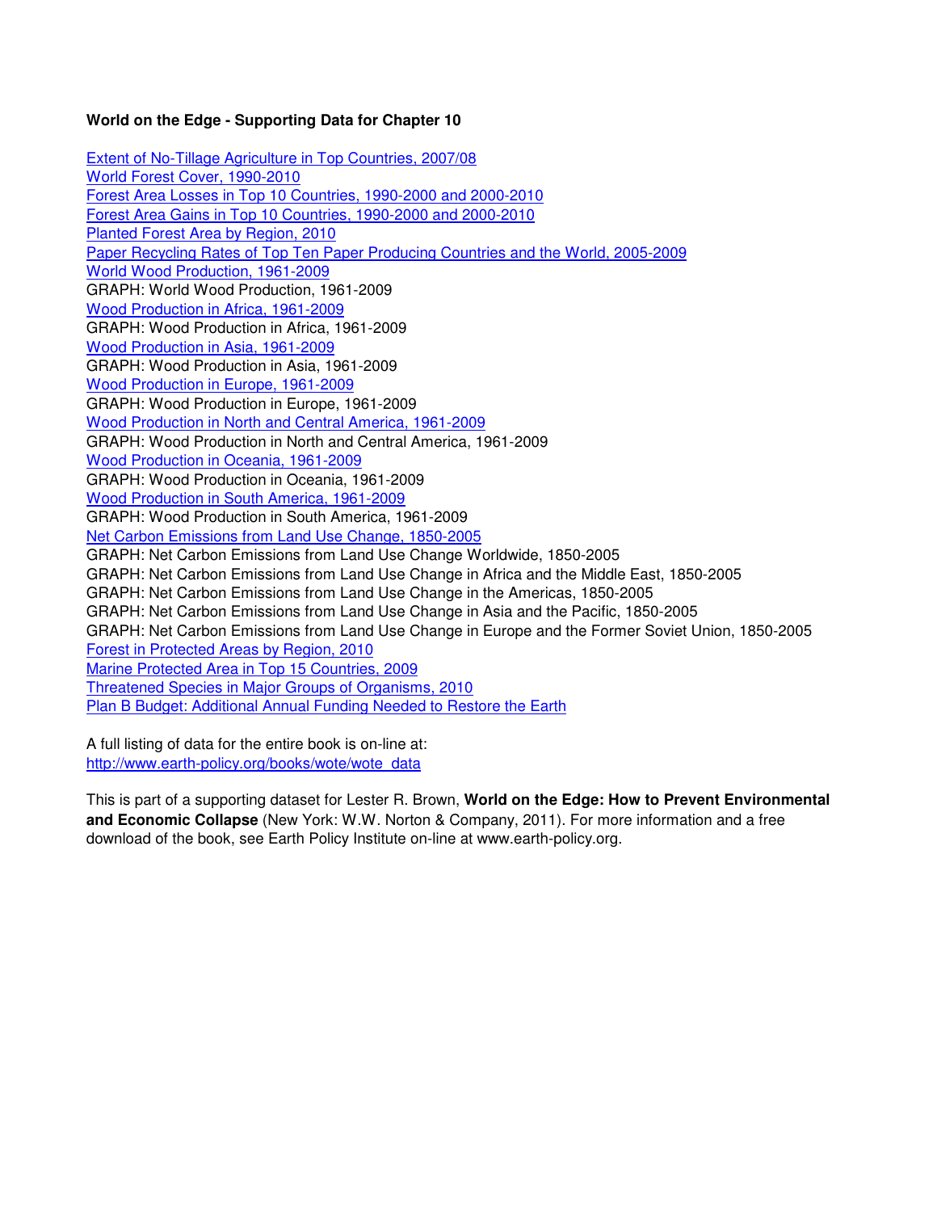**World on the Edge - Supporting Data for Chapter 10**

Extent of No-Tillage Agriculture in Top Countries, 2007/08
World Forest Cover, 1990-2010
Forest Area Losses in Top 10 Countries, 1990-2000 and 2000-2010
Forest Area Gains in Top 10 Countries, 1990-2000 and 2000-2010
Planted Forest Area by Region, 2010
Paper Recycling Rates of Top Ten Paper Producing Countries and the World, 2005-2009
World Wood Production, 1961-2009
GRAPH: World Wood Production, 1961-2009
Wood Production in Africa, 1961-2009
GRAPH: Wood Production in Africa, 1961-2009
Wood Production in Asia, 1961-2009
GRAPH: Wood Production in Asia, 1961-2009
Wood Production in Europe, 1961-2009
GRAPH: Wood Production in Europe, 1961-2009
Wood Production in North and Central America, 1961-2009
GRAPH: Wood Production in North and Central America, 1961-2009
Wood Production in Oceania, 1961-2009
GRAPH: Wood Production in Oceania, 1961-2009
Wood Production in South America, 1961-2009
GRAPH: Wood Production in South America, 1961-2009
Net Carbon Emissions from Land Use Change, 1850-2005
GRAPH: Net Carbon Emissions from Land Use Change Worldwide, 1850-2005
GRAPH: Net Carbon Emissions from Land Use Change in Africa and the Middle East, 1850-2005
GRAPH: Net Carbon Emissions from Land Use Change in the Americas, 1850-2005
GRAPH: Net Carbon Emissions from Land Use Change in Asia and the Pacific, 1850-2005
GRAPH: Net Carbon Emissions from Land Use Change in Europe and the Former Soviet Union, 1850-2005
Forest in Protected Areas by Region, 2010
Marine Protected Area in Top 15 Countries, 2009
Threatened Species in Major Groups of Organisms, 2010
Plan B Budget: Additional Annual Funding Needed to Restore the Earth

A full listing of data for the entire book is on-line at:
http://www.earth-policy.org/books/wote/wote_data

This is part of a supporting dataset for Lester R. Brown, **World on the Edge: How to Prevent Environmental and Economic Collapse** (New York: W.W. Norton & Company, 2011). For more information and a free download of the book, see Earth Policy Institute on-line at www.earth-policy.org.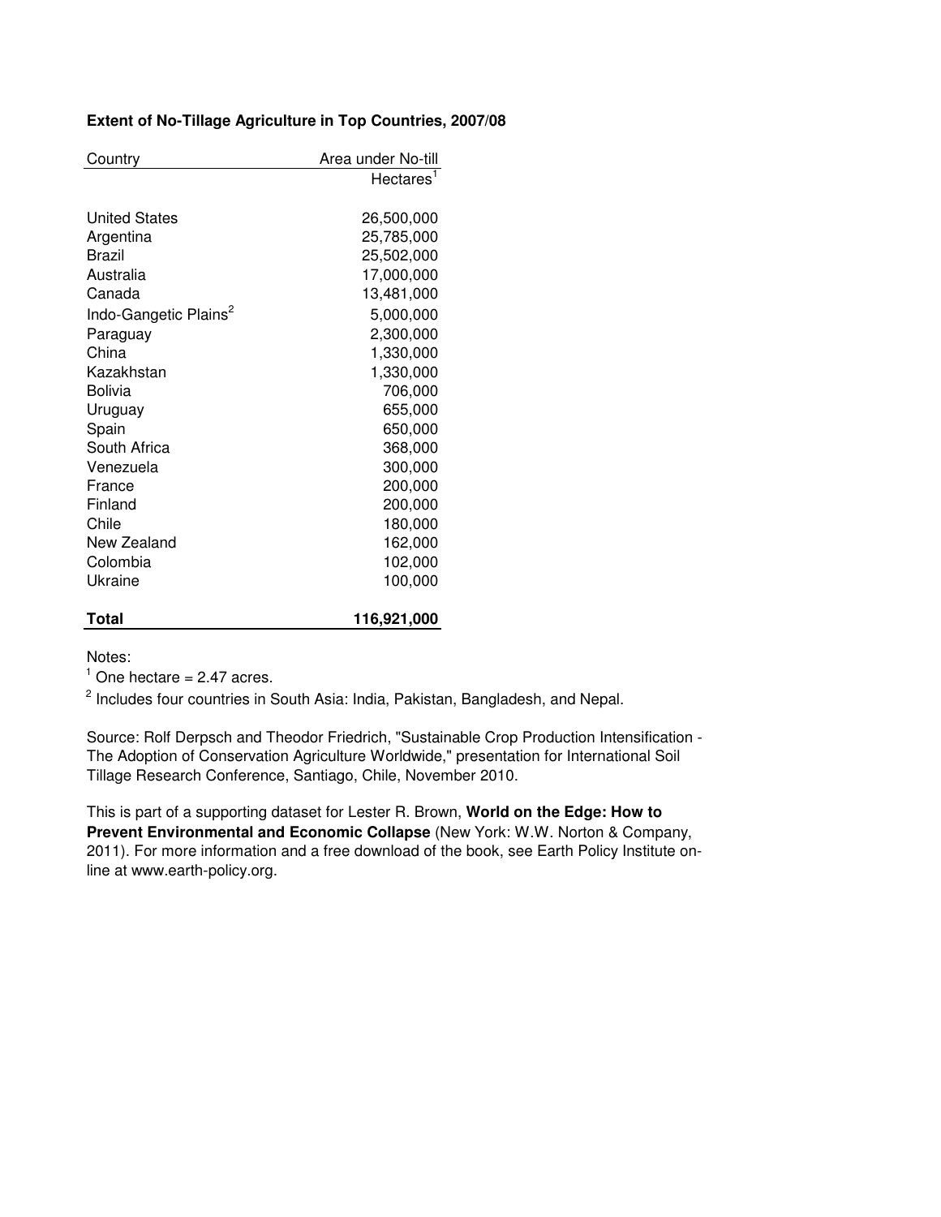**Extent of No-Tillage Agriculture in Top Countries, 2007/08**

| Country | Area under No-till |
|---|---|
| | Hectares[1] |
| United States | 26,500,000 |
| Argentina | 25,785,000 |
| Brazil | 25,502,000 |
| Australia | 17,000,000 |
| Canada | 13,481,000 |
| Indo-Gangetic Plains[2] | 5,000,000 |
| Paraguay | 2,300,000 |
| China | 1,330,000 |
| Kazakhstan | 1,330,000 |
| Bolivia | 706,000 |
| Uruguay | 655,000 |
| Spain | 650,000 |
| South Africa | 368,000 |
| Venezuela | 300,000 |
| France | 200,000 |
| Finland | 200,000 |
| Chile | 180,000 |
| New Zealand | 162,000 |
| Colombia | 102,000 |
| Ukraine | 100,000 |
| **Total** | **116,921,000** |

Notes:

[1] One hectare = 2.47 acres.

[2] Includes four countries in South Asia: India, Pakistan, Bangladesh, and Nepal.

Source: Rolf Derpsch and Theodor Friedrich, "Sustainable Crop Production Intensification - The Adoption of Conservation Agriculture Worldwide," presentation for International Soil Tillage Research Conference, Santiago, Chile, November 2010.

This is part of a supporting dataset for Lester R. Brown, **World on the Edge: How to Prevent Environmental and Economic Collapse** (New York: W.W. Norton & Company, 2011). For more information and a free download of the book, see Earth Policy Institute on-line at www.earth-policy.org.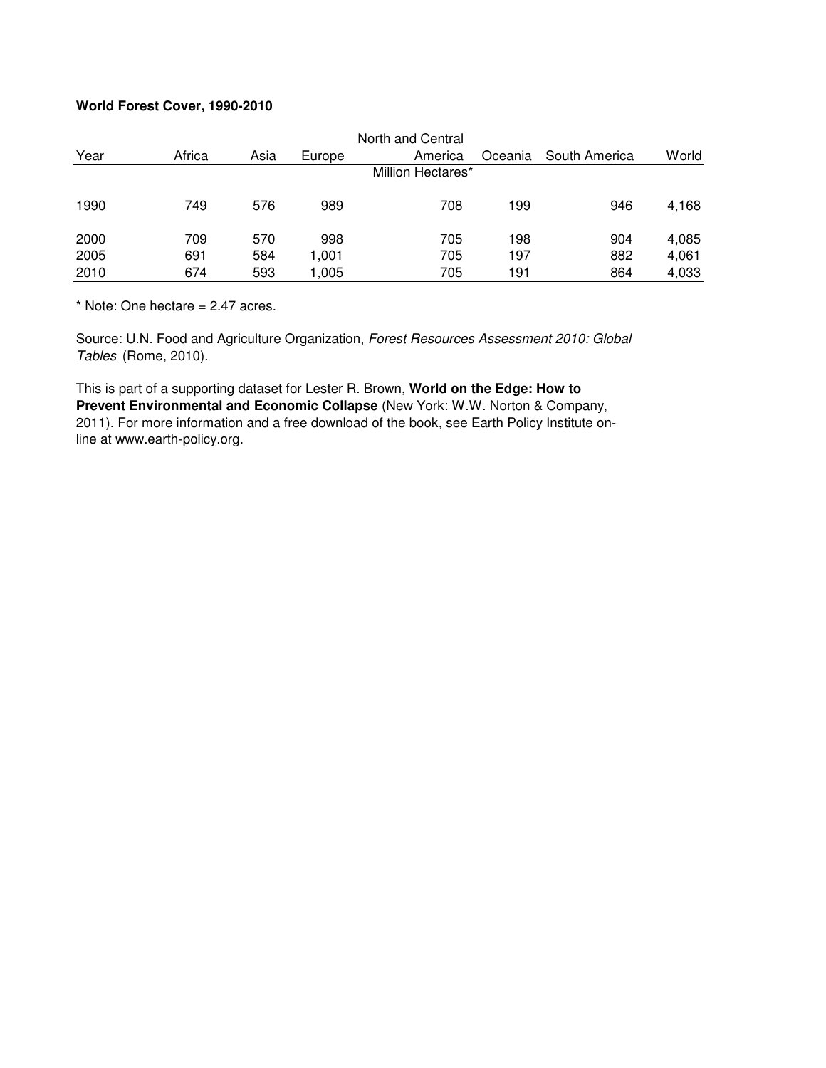**World Forest Cover, 1990-2010**

| Year | Africa | Asia | Europe | North and Central America | Oceania | South America | World |
|---|---|---|---|---|---|---|---|
| | | | | Million Hectares* | | | |
| 1990 | 749 | 576 | 989 | 708 | 199 | 946 | 4,168 |
| 2000 | 709 | 570 | 998 | 705 | 198 | 904 | 4,085 |
| 2005 | 691 | 584 | 1,001 | 705 | 197 | 882 | 4,061 |
| 2010 | 674 | 593 | 1,005 | 705 | 191 | 864 | 4,033 |

* Note: One hectare = 2.47 acres.

Source: U.N. Food and Agriculture Organization, *Forest Resources Assessment 2010: Global Tables* (Rome, 2010).

This is part of a supporting dataset for Lester R. Brown, **World on the Edge: How to Prevent Environmental and Economic Collapse** (New York: W.W. Norton & Company, 2011). For more information and a free download of the book, see Earth Policy Institute on-line at www.earth-policy.org.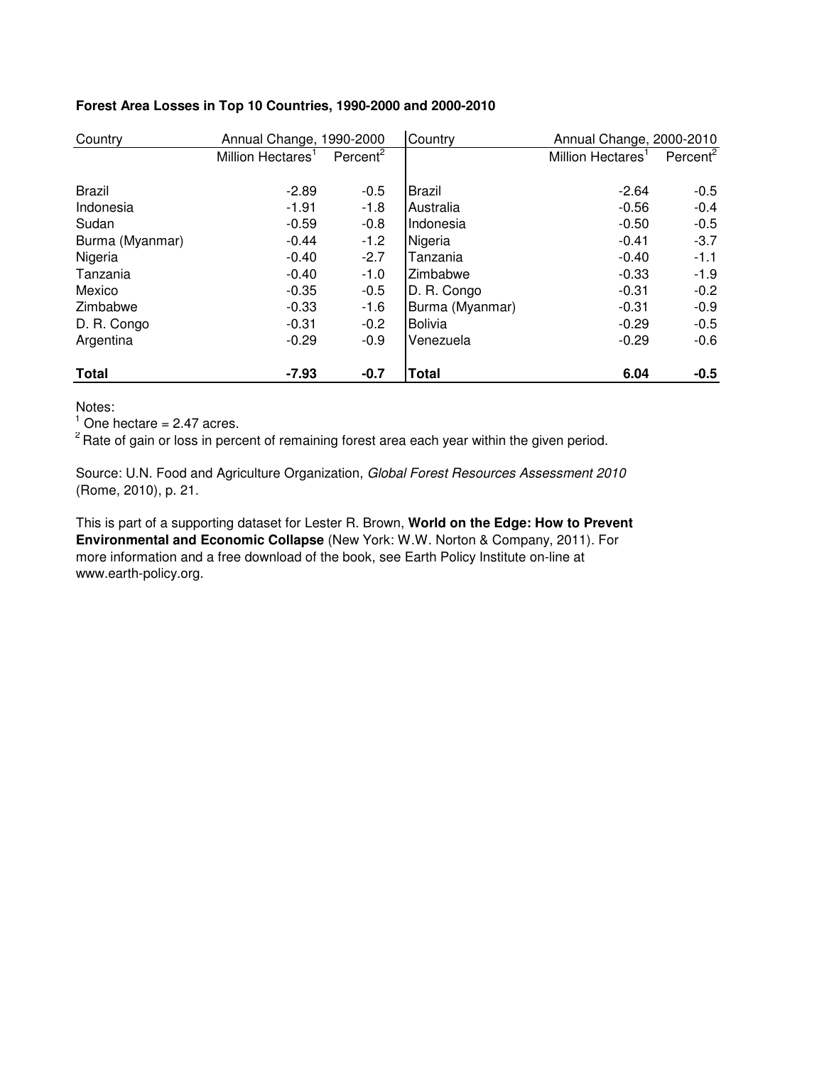**Forest Area Losses in Top 10 Countries, 1990-2000 and 2000-2010**

| Country | Annual Change, 1990-2000 | | Country | Annual Change, 2000-2010 | |
|---|---|---|---|---|---|
| | Million Hectares[1] | Percent[2] | | Million Hectares[1] | Percent[2] |
| Brazil | -2.89 | -0.5 | Brazil | -2.64 | -0.5 |
| Indonesia | -1.91 | -1.8 | Australia | -0.56 | -0.4 |
| Sudan | -0.59 | -0.8 | Indonesia | -0.50 | -0.5 |
| Burma (Myanmar) | -0.44 | -1.2 | Nigeria | -0.41 | -3.7 |
| Nigeria | -0.40 | -2.7 | Tanzania | -0.40 | -1.1 |
| Tanzania | -0.40 | -1.0 | Zimbabwe | -0.33 | -1.9 |
| Mexico | -0.35 | -0.5 | D. R. Congo | -0.31 | -0.2 |
| Zimbabwe | -0.33 | -1.6 | Burma (Myanmar) | -0.31 | -0.9 |
| D. R. Congo | -0.31 | -0.2 | Bolivia | -0.29 | -0.5 |
| Argentina | -0.29 | -0.9 | Venezuela | -0.29 | -0.6 |
| **Total** | **-7.93** | **-0.7** | **Total** | **6.04** | **-0.5** |

Notes:

[1] One hectare = 2.47 acres.

[2] Rate of gain or loss in percent of remaining forest area each year within the given period.

Source: U.N. Food and Agriculture Organization, *Global Forest Resources Assessment 2010* (Rome, 2010), p. 21.

This is part of a supporting dataset for Lester R. Brown, **World on the Edge: How to Prevent Environmental and Economic Collapse** (New York: W.W. Norton & Company, 2011). For more information and a free download of the book, see Earth Policy Institute on-line at www.earth-policy.org.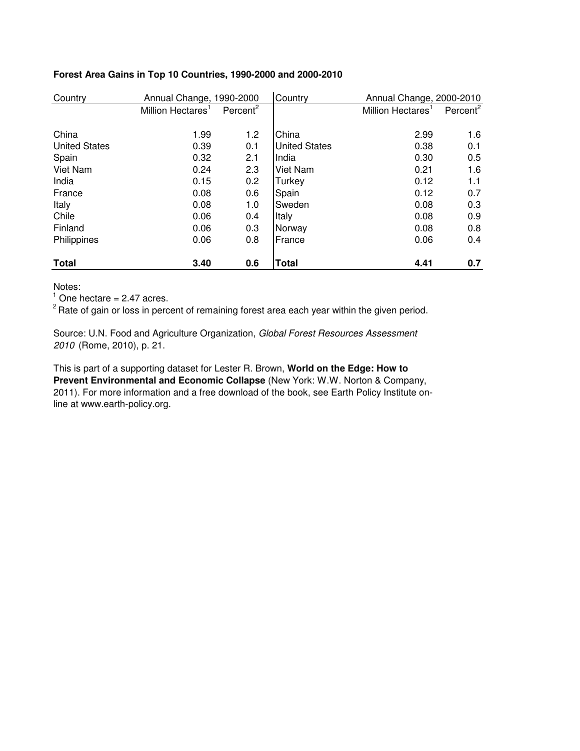**Forest Area Gains in Top 10 Countries, 1990-2000 and 2000-2010**

| Country | Annual Change, 1990-2000 | | Country | Annual Change, 2000-2010 | |
|---|---|---|---|---|---|
| | Million Hectares[1] | Percent[2] | | Million Hectares[1] | Percent[2] |
| China | 1.99 | 1.2 | China | 2.99 | 1.6 |
| United States | 0.39 | 0.1 | United States | 0.38 | 0.1 |
| Spain | 0.32 | 2.1 | India | 0.30 | 0.5 |
| Viet Nam | 0.24 | 2.3 | Viet Nam | 0.21 | 1.6 |
| India | 0.15 | 0.2 | Turkey | 0.12 | 1.1 |
| France | 0.08 | 0.6 | Spain | 0.12 | 0.7 |
| Italy | 0.08 | 1.0 | Sweden | 0.08 | 0.3 |
| Chile | 0.06 | 0.4 | Italy | 0.08 | 0.9 |
| Finland | 0.06 | 0.3 | Norway | 0.08 | 0.8 |
| Philippines | 0.06 | 0.8 | France | 0.06 | 0.4 |
| **Total** | **3.40** | **0.6** | **Total** | **4.41** | **0.7** |

Notes:
[1] One hectare = 2.47 acres.
[2] Rate of gain or loss in percent of remaining forest area each year within the given period.

Source: U.N. Food and Agriculture Organization, *Global Forest Resources Assessment 2010* (Rome, 2010), p. 21.

This is part of a supporting dataset for Lester R. Brown, **World on the Edge: How to Prevent Environmental and Economic Collapse** (New York: W.W. Norton & Company, 2011). For more information and a free download of the book, see Earth Policy Institute on-line at www.earth-policy.org.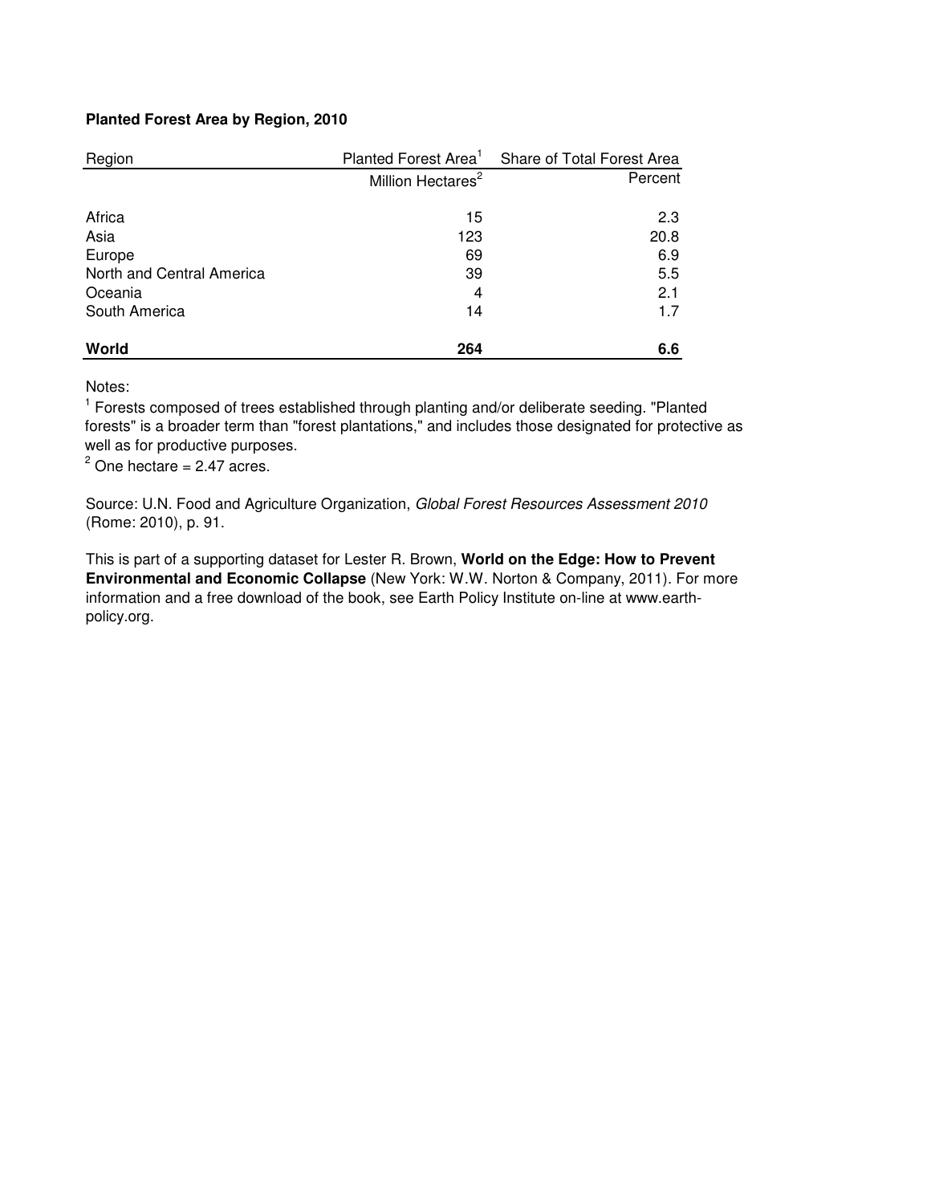**Planted Forest Area by Region, 2010**

| Region | Planted Forest Area[1] | Share of Total Forest Area |
|---|---|---|
| | Million Hectares[2] | Percent |
| Africa | 15 | 2.3 |
| Asia | 123 | 20.8 |
| Europe | 69 | 6.9 |
| North and Central America | 39 | 5.5 |
| Oceania | 4 | 2.1 |
| South America | 14 | 1.7 |
| **World** | **264** | **6.6** |

Notes:
[1] Forests composed of trees established through planting and/or deliberate seeding. "Planted forests" is a broader term than "forest plantations," and includes those designated for protective as well as for productive purposes.
[2] One hectare = 2.47 acres.

Source: U.N. Food and Agriculture Organization, *Global Forest Resources Assessment 2010* (Rome: 2010), p. 91.

This is part of a supporting dataset for Lester R. Brown, **World on the Edge: How to Prevent Environmental and Economic Collapse** (New York: W.W. Norton & Company, 2011). For more information and a free download of the book, see Earth Policy Institute on-line at www.earth-policy.org.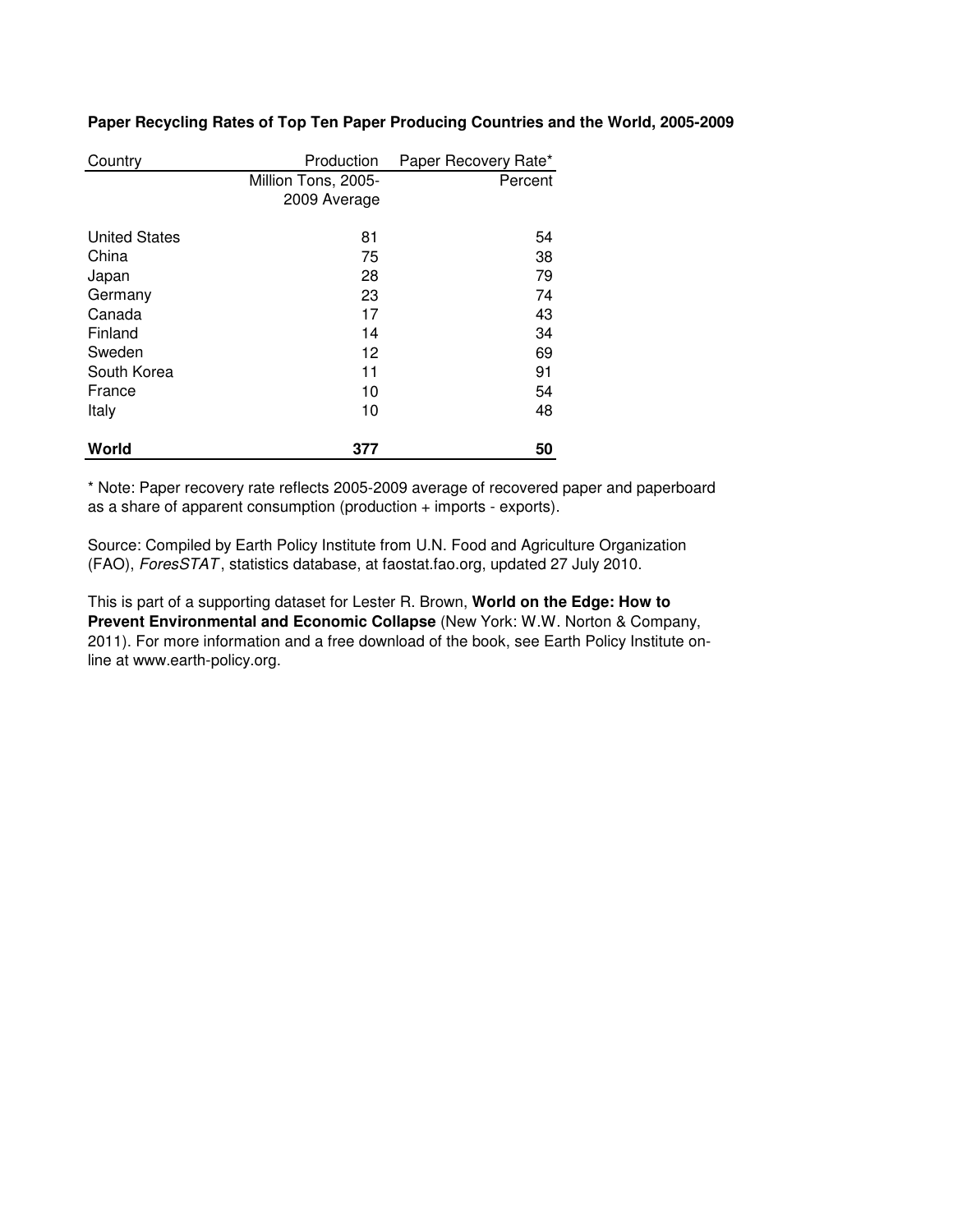**Paper Recycling Rates of Top Ten Paper Producing Countries and the World, 2005-2009**

| Country | Production | Paper Recovery Rate* |
|---|---|---|
| | Million Tons, 2005-2009 Average | Percent |
| United States | 81 | 54 |
| China | 75 | 38 |
| Japan | 28 | 79 |
| Germany | 23 | 74 |
| Canada | 17 | 43 |
| Finland | 14 | 34 |
| Sweden | 12 | 69 |
| South Korea | 11 | 91 |
| France | 10 | 54 |
| Italy | 10 | 48 |
| **World** | **377** | **50** |

* Note: Paper recovery rate reflects 2005-2009 average of recovered paper and paperboard as a share of apparent consumption (production + imports - exports).

Source: Compiled by Earth Policy Institute from U.N. Food and Agriculture Organization (FAO), *ForesSTAT*, statistics database, at faostat.fao.org, updated 27 July 2010.

This is part of a supporting dataset for Lester R. Brown, **World on the Edge: How to Prevent Environmental and Economic Collapse** (New York: W.W. Norton & Company, 2011). For more information and a free download of the book, see Earth Policy Institute on-line at www.earth-policy.org.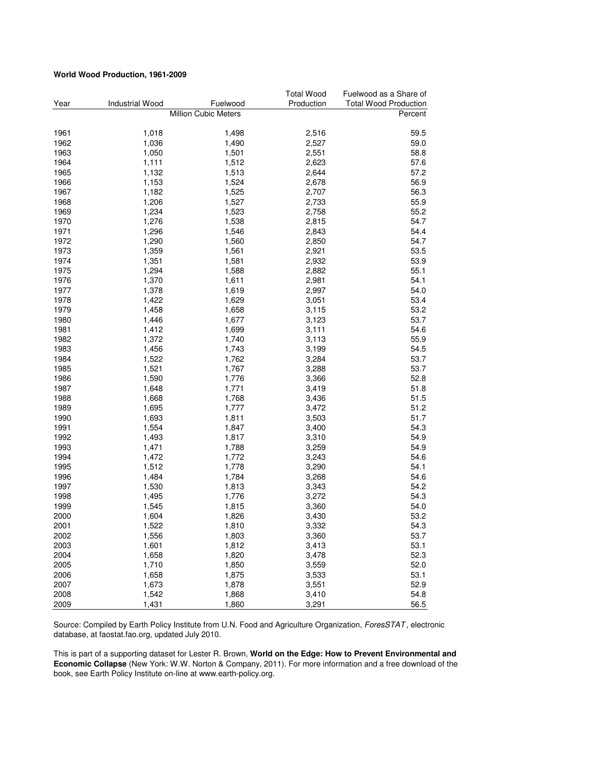**World Wood Production, 1961-2009**

| Year | Industrial Wood | Fuelwood | Total Wood Production | Fuelwood as a Share of Total Wood Production |
|---|---|---|---|---|
| | Million Cubic Meters | | | Percent |
| 1961 | 1,018 | 1,498 | 2,516 | 59.5 |
| 1962 | 1,036 | 1,490 | 2,527 | 59.0 |
| 1963 | 1,050 | 1,501 | 2,551 | 58.8 |
| 1964 | 1,111 | 1,512 | 2,623 | 57.6 |
| 1965 | 1,132 | 1,513 | 2,644 | 57.2 |
| 1966 | 1,153 | 1,524 | 2,678 | 56.9 |
| 1967 | 1,182 | 1,525 | 2,707 | 56.3 |
| 1968 | 1,206 | 1,527 | 2,733 | 55.9 |
| 1969 | 1,234 | 1,523 | 2,758 | 55.2 |
| 1970 | 1,276 | 1,538 | 2,815 | 54.7 |
| 1971 | 1,296 | 1,546 | 2,843 | 54.4 |
| 1972 | 1,290 | 1,560 | 2,850 | 54.7 |
| 1973 | 1,359 | 1,561 | 2,921 | 53.5 |
| 1974 | 1,351 | 1,581 | 2,932 | 53.9 |
| 1975 | 1,294 | 1,588 | 2,882 | 55.1 |
| 1976 | 1,370 | 1,611 | 2,981 | 54.1 |
| 1977 | 1,378 | 1,619 | 2,997 | 54.0 |
| 1978 | 1,422 | 1,629 | 3,051 | 53.4 |
| 1979 | 1,458 | 1,658 | 3,115 | 53.2 |
| 1980 | 1,446 | 1,677 | 3,123 | 53.7 |
| 1981 | 1,412 | 1,699 | 3,111 | 54.6 |
| 1982 | 1,372 | 1,740 | 3,113 | 55.9 |
| 1983 | 1,456 | 1,743 | 3,199 | 54.5 |
| 1984 | 1,522 | 1,762 | 3,284 | 53.7 |
| 1985 | 1,521 | 1,767 | 3,288 | 53.7 |
| 1986 | 1,590 | 1,776 | 3,366 | 52.8 |
| 1987 | 1,648 | 1,771 | 3,419 | 51.8 |
| 1988 | 1,668 | 1,768 | 3,436 | 51.5 |
| 1989 | 1,695 | 1,777 | 3,472 | 51.2 |
| 1990 | 1,693 | 1,811 | 3,503 | 51.7 |
| 1991 | 1,554 | 1,847 | 3,400 | 54.3 |
| 1992 | 1,493 | 1,817 | 3,310 | 54.9 |
| 1993 | 1,471 | 1,788 | 3,259 | 54.9 |
| 1994 | 1,472 | 1,772 | 3,243 | 54.6 |
| 1995 | 1,512 | 1,778 | 3,290 | 54.1 |
| 1996 | 1,484 | 1,784 | 3,268 | 54.6 |
| 1997 | 1,530 | 1,813 | 3,343 | 54.2 |
| 1998 | 1,495 | 1,776 | 3,272 | 54.3 |
| 1999 | 1,545 | 1,815 | 3,360 | 54.0 |
| 2000 | 1,604 | 1,826 | 3,430 | 53.2 |
| 2001 | 1,522 | 1,810 | 3,332 | 54.3 |
| 2002 | 1,556 | 1,803 | 3,360 | 53.7 |
| 2003 | 1,601 | 1,812 | 3,413 | 53.1 |
| 2004 | 1,658 | 1,820 | 3,478 | 52.3 |
| 2005 | 1,710 | 1,850 | 3,559 | 52.0 |
| 2006 | 1,658 | 1,875 | 3,533 | 53.1 |
| 2007 | 1,673 | 1,878 | 3,551 | 52.9 |
| 2008 | 1,542 | 1,868 | 3,410 | 54.8 |
| 2009 | 1,431 | 1,860 | 3,291 | 56.5 |

Source: Compiled by Earth Policy Institute from U.N. Food and Agriculture Organization, *ForesSTAT*, electronic database, at faostat.fao.org, updated July 2010.

This is part of a supporting dataset for Lester R. Brown, **World on the Edge: How to Prevent Environmental and Economic Collapse** (New York: W.W. Norton & Company, 2011). For more information and a free download of the book, see Earth Policy Institute on-line at www.earth-policy.org.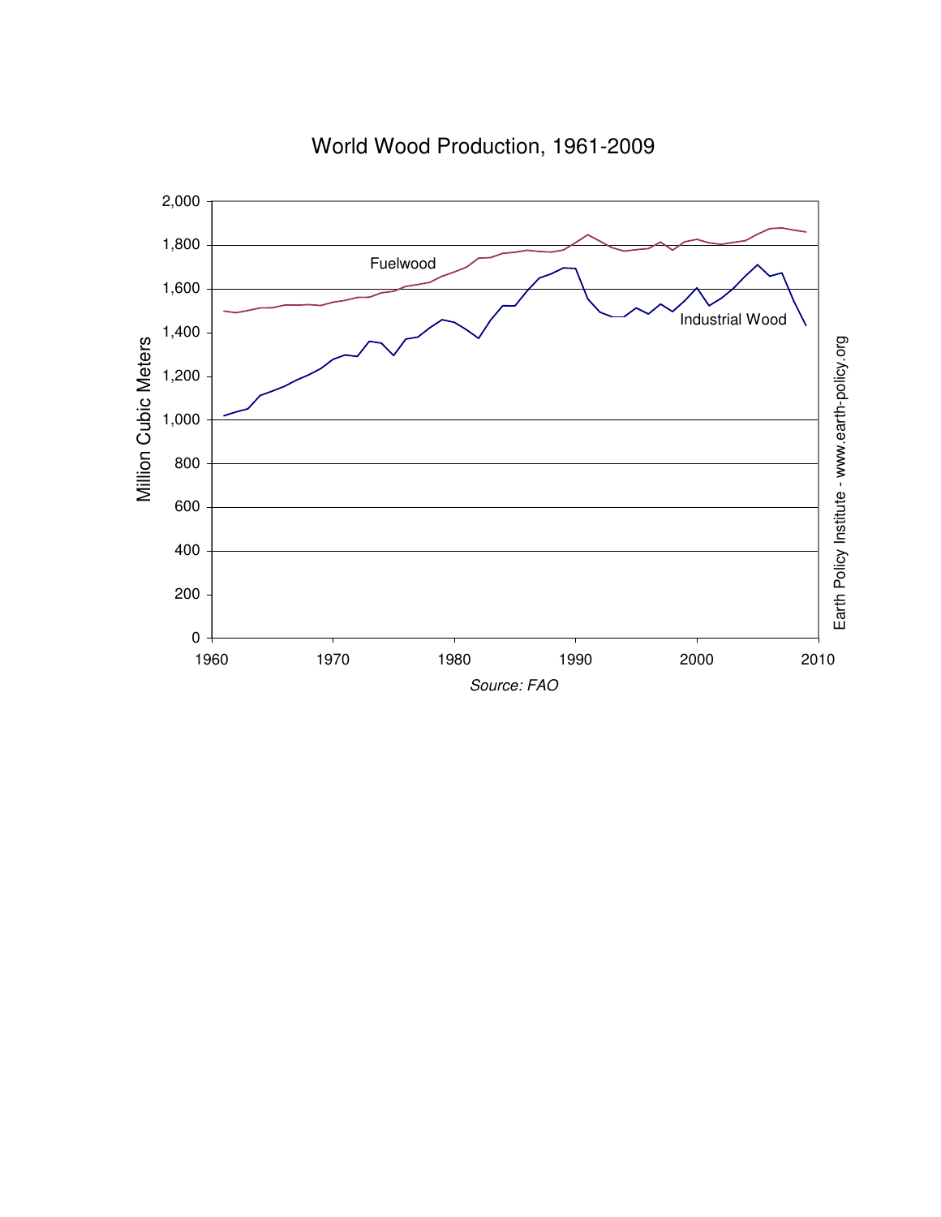## World Wood Production, 1961-2009

Million Cubic Meters

Fuelwood

Industrial Wood

Source: FAO

Earth Policy Institute - www.earth-policy.org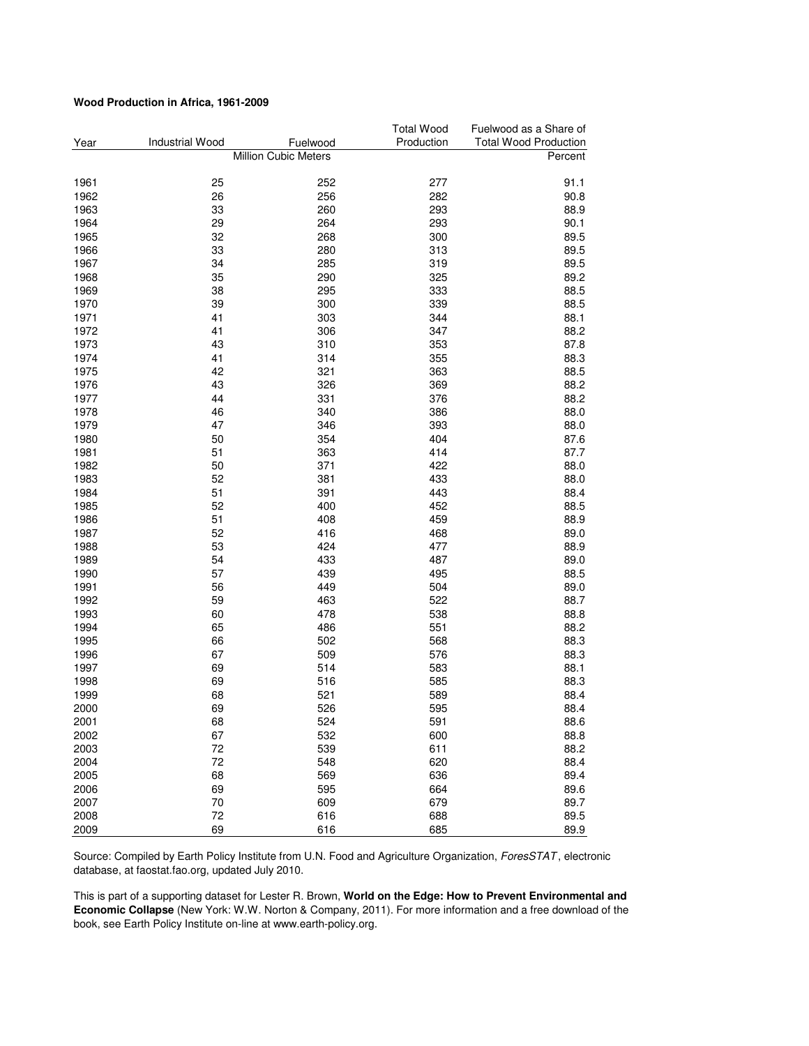**Wood Production in Africa, 1961-2009**

| Year | Industrial Wood | Fuelwood | Total Wood Production | Fuelwood as a Share of Total Wood Production |
|---|---|---|---|---|
| | Million Cubic Meters | | | Percent |
| 1961 | 25 | 252 | 277 | 91.1 |
| 1962 | 26 | 256 | 282 | 90.8 |
| 1963 | 33 | 260 | 293 | 88.9 |
| 1964 | 29 | 264 | 293 | 90.1 |
| 1965 | 32 | 268 | 300 | 89.5 |
| 1966 | 33 | 280 | 313 | 89.5 |
| 1967 | 34 | 285 | 319 | 89.5 |
| 1968 | 35 | 290 | 325 | 89.2 |
| 1969 | 38 | 295 | 333 | 88.5 |
| 1970 | 39 | 300 | 339 | 88.5 |
| 1971 | 41 | 303 | 344 | 88.1 |
| 1972 | 41 | 306 | 347 | 88.2 |
| 1973 | 43 | 310 | 353 | 87.8 |
| 1974 | 41 | 314 | 355 | 88.3 |
| 1975 | 42 | 321 | 363 | 88.5 |
| 1976 | 43 | 326 | 369 | 88.2 |
| 1977 | 44 | 331 | 376 | 88.2 |
| 1978 | 46 | 340 | 386 | 88.0 |
| 1979 | 47 | 346 | 393 | 88.0 |
| 1980 | 50 | 354 | 404 | 87.6 |
| 1981 | 51 | 363 | 414 | 87.7 |
| 1982 | 50 | 371 | 422 | 88.0 |
| 1983 | 52 | 381 | 433 | 88.0 |
| 1984 | 51 | 391 | 443 | 88.4 |
| 1985 | 52 | 400 | 452 | 88.5 |
| 1986 | 51 | 408 | 459 | 88.9 |
| 1987 | 52 | 416 | 468 | 89.0 |
| 1988 | 53 | 424 | 477 | 88.9 |
| 1989 | 54 | 433 | 487 | 89.0 |
| 1990 | 57 | 439 | 495 | 88.5 |
| 1991 | 56 | 449 | 504 | 89.0 |
| 1992 | 59 | 463 | 522 | 88.7 |
| 1993 | 60 | 478 | 538 | 88.8 |
| 1994 | 65 | 486 | 551 | 88.2 |
| 1995 | 66 | 502 | 568 | 88.3 |
| 1996 | 67 | 509 | 576 | 88.3 |
| 1997 | 69 | 514 | 583 | 88.1 |
| 1998 | 69 | 516 | 585 | 88.3 |
| 1999 | 68 | 521 | 589 | 88.4 |
| 2000 | 69 | 526 | 595 | 88.4 |
| 2001 | 68 | 524 | 591 | 88.6 |
| 2002 | 67 | 532 | 600 | 88.8 |
| 2003 | 72 | 539 | 611 | 88.2 |
| 2004 | 72 | 548 | 620 | 88.4 |
| 2005 | 68 | 569 | 636 | 89.4 |
| 2006 | 69 | 595 | 664 | 89.6 |
| 2007 | 70 | 609 | 679 | 89.7 |
| 2008 | 72 | 616 | 688 | 89.5 |
| 2009 | 69 | 616 | 685 | 89.9 |

Source: Compiled by Earth Policy Institute from U.N. Food and Agriculture Organization, *ForesSTAT*, electronic database, at faostat.fao.org, updated July 2010.

This is part of a supporting dataset for Lester R. Brown, **World on the Edge: How to Prevent Environmental and Economic Collapse** (New York: W.W. Norton & Company, 2011). For more information and a free download of the book, see Earth Policy Institute on-line at www.earth-policy.org.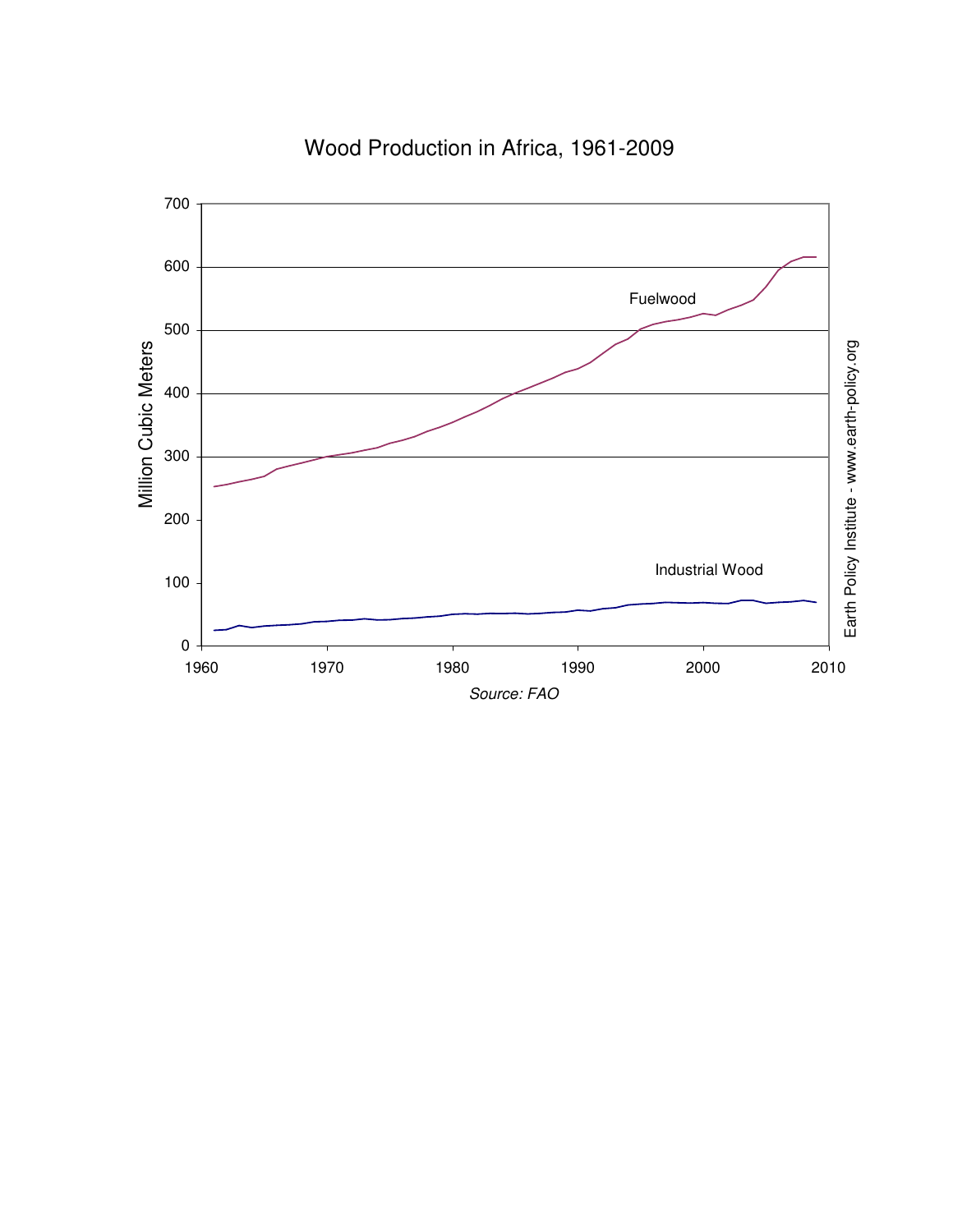Wood Production in Africa, 1961-2009

Source: FAO

Earth Policy Institute - www.earth-policy.org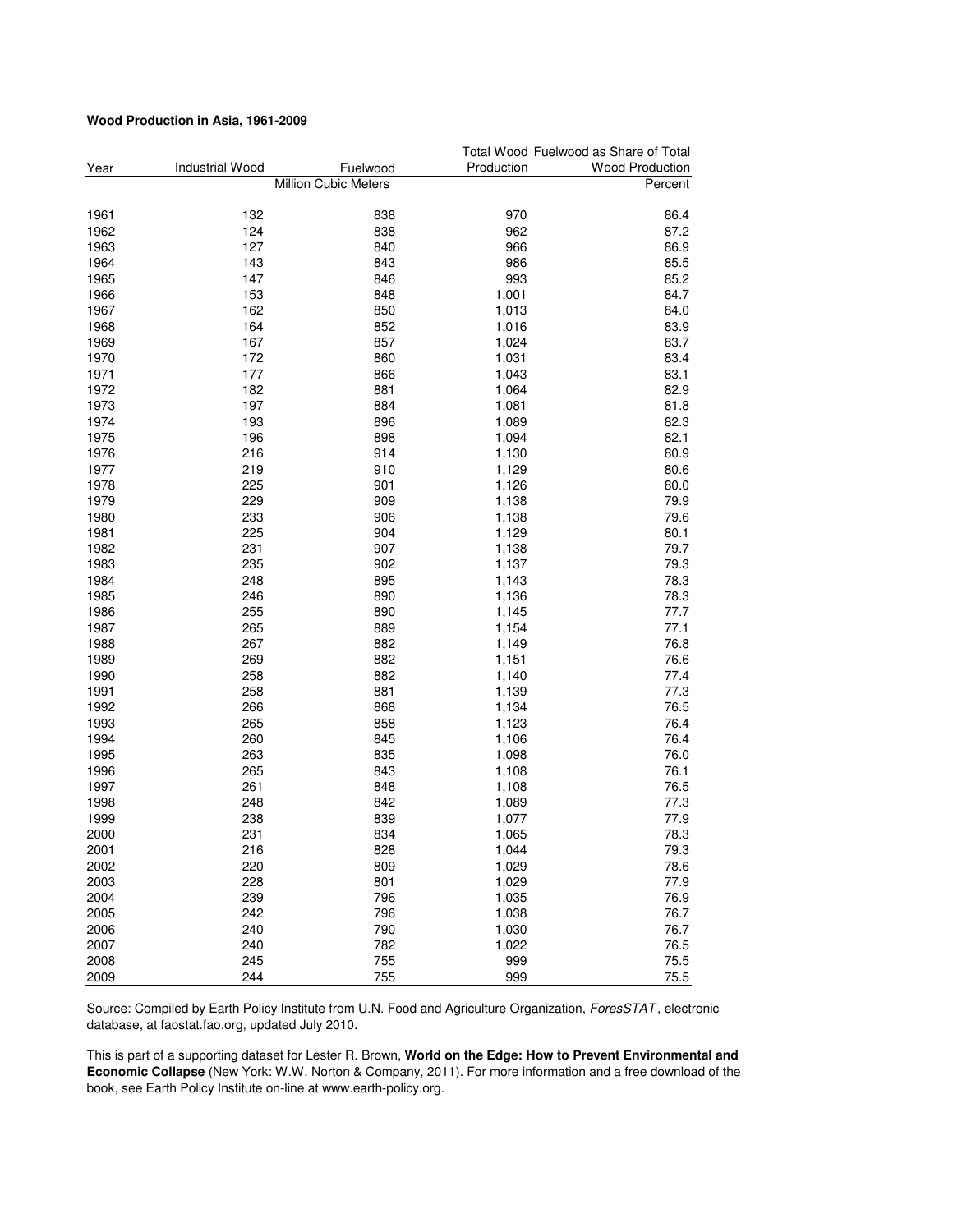**Wood Production in Asia, 1961-2009**

| Year | Industrial Wood | Fuelwood | Total Wood Production | Fuelwood as Share of Total Wood Production |
|---|---|---|---|---|
| | Million Cubic Meters | | | Percent |
| 1961 | 132 | 838 | 970 | 86.4 |
| 1962 | 124 | 838 | 962 | 87.2 |
| 1963 | 127 | 840 | 966 | 86.9 |
| 1964 | 143 | 843 | 986 | 85.5 |
| 1965 | 147 | 846 | 993 | 85.2 |
| 1966 | 153 | 848 | 1,001 | 84.7 |
| 1967 | 162 | 850 | 1,013 | 84.0 |
| 1968 | 164 | 852 | 1,016 | 83.9 |
| 1969 | 167 | 857 | 1,024 | 83.7 |
| 1970 | 172 | 860 | 1,031 | 83.4 |
| 1971 | 177 | 866 | 1,043 | 83.1 |
| 1972 | 182 | 881 | 1,064 | 82.9 |
| 1973 | 197 | 884 | 1,081 | 81.8 |
| 1974 | 193 | 896 | 1,089 | 82.3 |
| 1975 | 196 | 898 | 1,094 | 82.1 |
| 1976 | 216 | 914 | 1,130 | 80.9 |
| 1977 | 219 | 910 | 1,129 | 80.6 |
| 1978 | 225 | 901 | 1,126 | 80.0 |
| 1979 | 229 | 909 | 1,138 | 79.9 |
| 1980 | 233 | 906 | 1,138 | 79.6 |
| 1981 | 225 | 904 | 1,129 | 80.1 |
| 1982 | 231 | 907 | 1,138 | 79.7 |
| 1983 | 235 | 902 | 1,137 | 79.3 |
| 1984 | 248 | 895 | 1,143 | 78.3 |
| 1985 | 246 | 890 | 1,136 | 78.3 |
| 1986 | 255 | 890 | 1,145 | 77.7 |
| 1987 | 265 | 889 | 1,154 | 77.1 |
| 1988 | 267 | 882 | 1,149 | 76.8 |
| 1989 | 269 | 882 | 1,151 | 76.6 |
| 1990 | 258 | 882 | 1,140 | 77.4 |
| 1991 | 258 | 881 | 1,139 | 77.3 |
| 1992 | 266 | 868 | 1,134 | 76.5 |
| 1993 | 265 | 858 | 1,123 | 76.4 |
| 1994 | 260 | 845 | 1,106 | 76.4 |
| 1995 | 263 | 835 | 1,098 | 76.0 |
| 1996 | 265 | 843 | 1,108 | 76.1 |
| 1997 | 261 | 848 | 1,108 | 76.5 |
| 1998 | 248 | 842 | 1,089 | 77.3 |
| 1999 | 238 | 839 | 1,077 | 77.9 |
| 2000 | 231 | 834 | 1,065 | 78.3 |
| 2001 | 216 | 828 | 1,044 | 79.3 |
| 2002 | 220 | 809 | 1,029 | 78.6 |
| 2003 | 228 | 801 | 1,029 | 77.9 |
| 2004 | 239 | 796 | 1,035 | 76.9 |
| 2005 | 242 | 796 | 1,038 | 76.7 |
| 2006 | 240 | 790 | 1,030 | 76.7 |
| 2007 | 240 | 782 | 1,022 | 76.5 |
| 2008 | 245 | 755 | 999 | 75.5 |
| 2009 | 244 | 755 | 999 | 75.5 |

Source: Compiled by Earth Policy Institute from U.N. Food and Agriculture Organization, *ForesSTAT*, electronic database, at faostat.fao.org, updated July 2010.

This is part of a supporting dataset for Lester R. Brown, **World on the Edge: How to Prevent Environmental and Economic Collapse** (New York: W.W. Norton & Company, 2011). For more information and a free download of the book, see Earth Policy Institute on-line at www.earth-policy.org.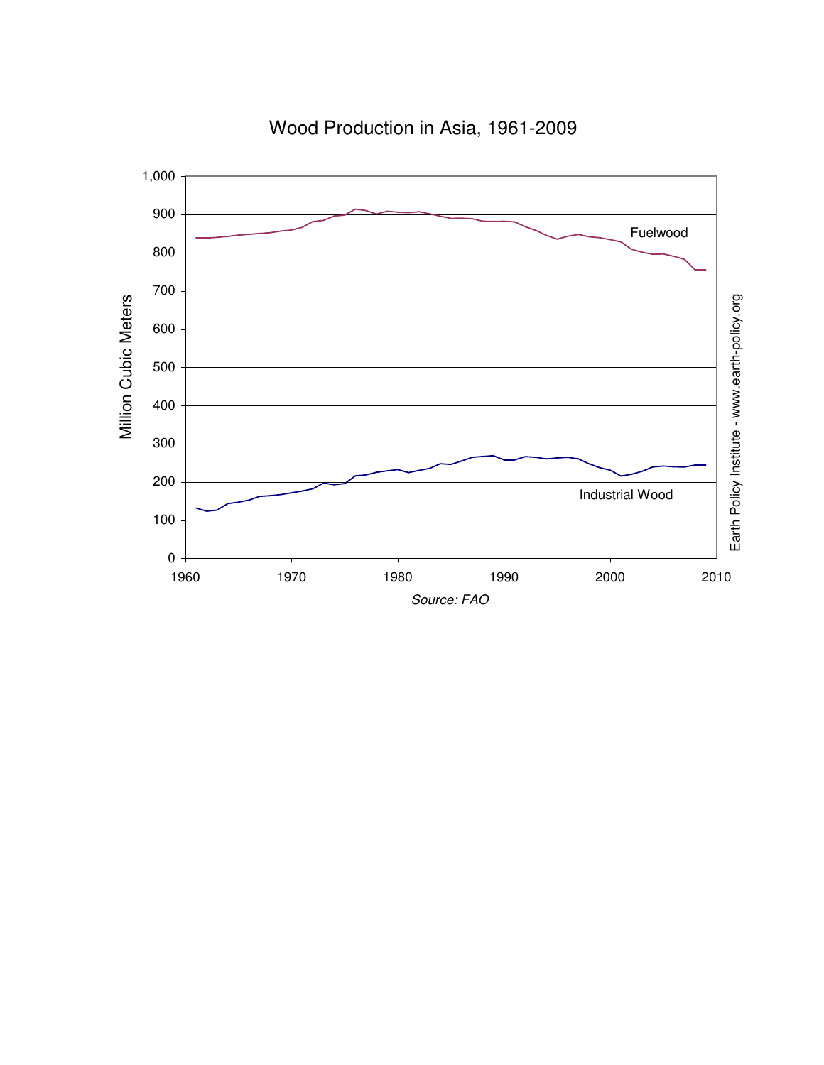Wood Production in Asia, 1961-2009

Source: FAO

Earth Policy Institute - www.earth-policy.org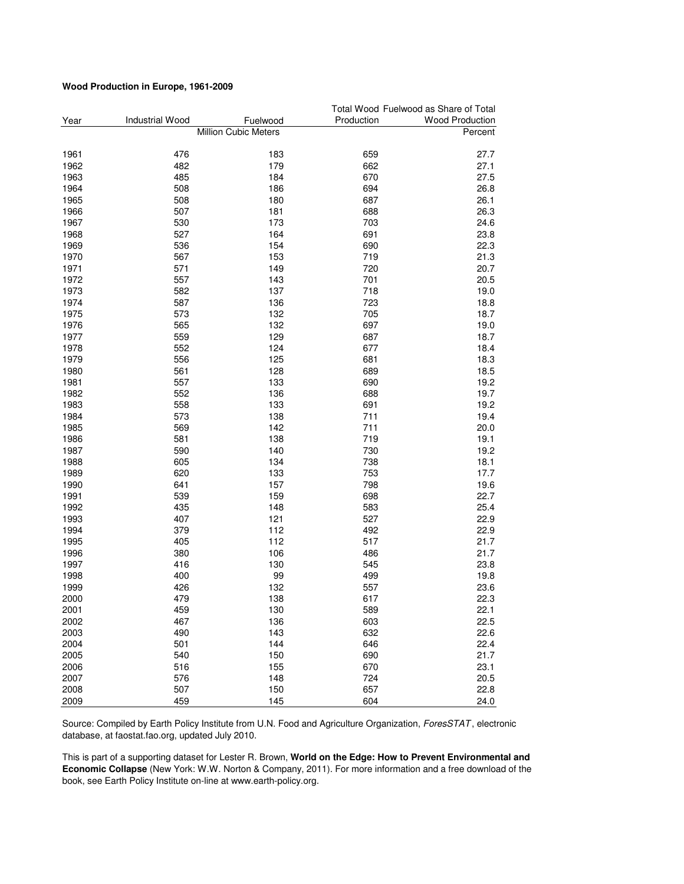**Wood Production in Europe, 1961-2009**

| Year | Industrial Wood | Fuelwood | Total Wood Production | Fuelwood as Share of Total Wood Production |
|---|---|---|---|---|
| | Million Cubic Meters | | | Percent |
| 1961 | 476 | 183 | 659 | 27.7 |
| 1962 | 482 | 179 | 662 | 27.1 |
| 1963 | 485 | 184 | 670 | 27.5 |
| 1964 | 508 | 186 | 694 | 26.8 |
| 1965 | 508 | 180 | 687 | 26.1 |
| 1966 | 507 | 181 | 688 | 26.3 |
| 1967 | 530 | 173 | 703 | 24.6 |
| 1968 | 527 | 164 | 691 | 23.8 |
| 1969 | 536 | 154 | 690 | 22.3 |
| 1970 | 567 | 153 | 719 | 21.3 |
| 1971 | 571 | 149 | 720 | 20.7 |
| 1972 | 557 | 143 | 701 | 20.5 |
| 1973 | 582 | 137 | 718 | 19.0 |
| 1974 | 587 | 136 | 723 | 18.8 |
| 1975 | 573 | 132 | 705 | 18.7 |
| 1976 | 565 | 132 | 697 | 19.0 |
| 1977 | 559 | 129 | 687 | 18.7 |
| 1978 | 552 | 124 | 677 | 18.4 |
| 1979 | 556 | 125 | 681 | 18.3 |
| 1980 | 561 | 128 | 689 | 18.5 |
| 1981 | 557 | 133 | 690 | 19.2 |
| 1982 | 552 | 136 | 688 | 19.7 |
| 1983 | 558 | 133 | 691 | 19.2 |
| 1984 | 573 | 138 | 711 | 19.4 |
| 1985 | 569 | 142 | 711 | 20.0 |
| 1986 | 581 | 138 | 719 | 19.1 |
| 1987 | 590 | 140 | 730 | 19.2 |
| 1988 | 605 | 134 | 738 | 18.1 |
| 1989 | 620 | 133 | 753 | 17.7 |
| 1990 | 641 | 157 | 798 | 19.6 |
| 1991 | 539 | 159 | 698 | 22.7 |
| 1992 | 435 | 148 | 583 | 25.4 |
| 1993 | 407 | 121 | 527 | 22.9 |
| 1994 | 379 | 112 | 492 | 22.9 |
| 1995 | 405 | 112 | 517 | 21.7 |
| 1996 | 380 | 106 | 486 | 21.7 |
| 1997 | 416 | 130 | 545 | 23.8 |
| 1998 | 400 | 99 | 499 | 19.8 |
| 1999 | 426 | 132 | 557 | 23.6 |
| 2000 | 479 | 138 | 617 | 22.3 |
| 2001 | 459 | 130 | 589 | 22.1 |
| 2002 | 467 | 136 | 603 | 22.5 |
| 2003 | 490 | 143 | 632 | 22.6 |
| 2004 | 501 | 144 | 646 | 22.4 |
| 2005 | 540 | 150 | 690 | 21.7 |
| 2006 | 516 | 155 | 670 | 23.1 |
| 2007 | 576 | 148 | 724 | 20.5 |
| 2008 | 507 | 150 | 657 | 22.8 |
| 2009 | 459 | 145 | 604 | 24.0 |

Source: Compiled by Earth Policy Institute from U.N. Food and Agriculture Organization, *ForesSTAT*, electronic database, at faostat.fao.org, updated July 2010.

This is part of a supporting dataset for Lester R. Brown, **World on the Edge: How to Prevent Environmental and Economic Collapse** (New York: W.W. Norton & Company, 2011). For more information and a free download of the book, see Earth Policy Institute on-line at www.earth-policy.org.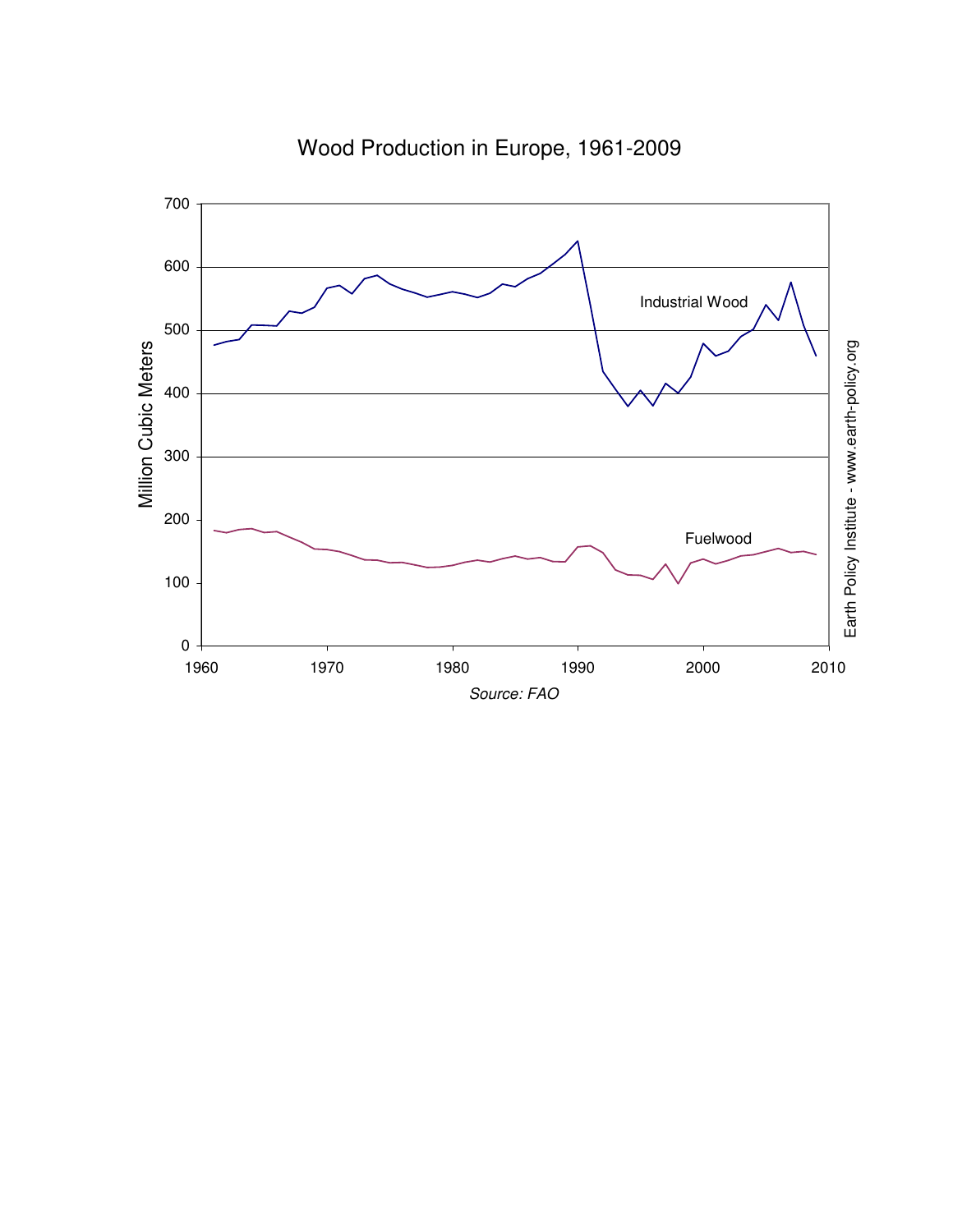# Wood Production in Europe, 1961-2009

Industrial Wood

Fuelwood

Million Cubic Meters

*Source: FAO*

Earth Policy Institute - www.earth-policy.org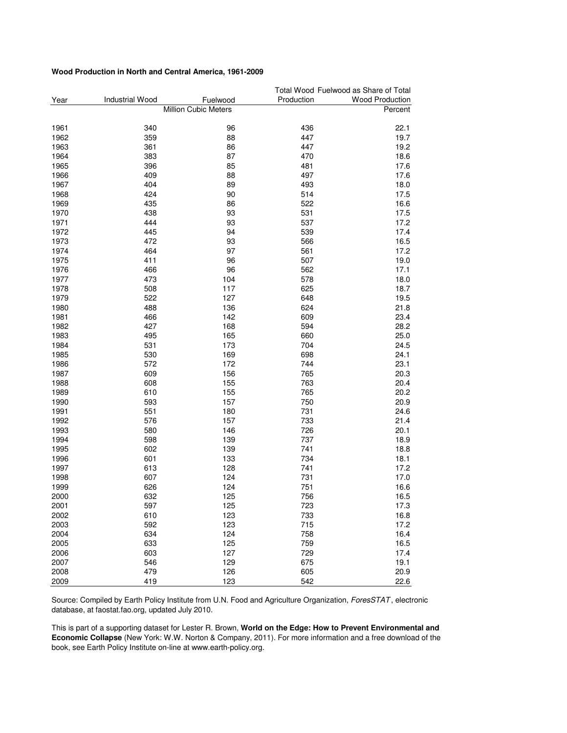**Wood Production in North and Central America, 1961-2009**

| Year | Industrial Wood | Fuelwood | Total Wood Production | Fuelwood as Share of Total Wood Production |
|---|---|---|---|---|
| | Million Cubic Meters | | | Percent |
| 1961 | 340 | 96 | 436 | 22.1 |
| 1962 | 359 | 88 | 447 | 19.7 |
| 1963 | 361 | 86 | 447 | 19.2 |
| 1964 | 383 | 87 | 470 | 18.6 |
| 1965 | 396 | 85 | 481 | 17.6 |
| 1966 | 409 | 88 | 497 | 17.6 |
| 1967 | 404 | 89 | 493 | 18.0 |
| 1968 | 424 | 90 | 514 | 17.5 |
| 1969 | 435 | 86 | 522 | 16.6 |
| 1970 | 438 | 93 | 531 | 17.5 |
| 1971 | 444 | 93 | 537 | 17.2 |
| 1972 | 445 | 94 | 539 | 17.4 |
| 1973 | 472 | 93 | 566 | 16.5 |
| 1974 | 464 | 97 | 561 | 17.2 |
| 1975 | 411 | 96 | 507 | 19.0 |
| 1976 | 466 | 96 | 562 | 17.1 |
| 1977 | 473 | 104 | 578 | 18.0 |
| 1978 | 508 | 117 | 625 | 18.7 |
| 1979 | 522 | 127 | 648 | 19.5 |
| 1980 | 488 | 136 | 624 | 21.8 |
| 1981 | 466 | 142 | 609 | 23.4 |
| 1982 | 427 | 168 | 594 | 28.2 |
| 1983 | 495 | 165 | 660 | 25.0 |
| 1984 | 531 | 173 | 704 | 24.5 |
| 1985 | 530 | 169 | 698 | 24.1 |
| 1986 | 572 | 172 | 744 | 23.1 |
| 1987 | 609 | 156 | 765 | 20.3 |
| 1988 | 608 | 155 | 763 | 20.4 |
| 1989 | 610 | 155 | 765 | 20.2 |
| 1990 | 593 | 157 | 750 | 20.9 |
| 1991 | 551 | 180 | 731 | 24.6 |
| 1992 | 576 | 157 | 733 | 21.4 |
| 1993 | 580 | 146 | 726 | 20.1 |
| 1994 | 598 | 139 | 737 | 18.9 |
| 1995 | 602 | 139 | 741 | 18.8 |
| 1996 | 601 | 133 | 734 | 18.1 |
| 1997 | 613 | 128 | 741 | 17.2 |
| 1998 | 607 | 124 | 731 | 17.0 |
| 1999 | 626 | 124 | 751 | 16.6 |
| 2000 | 632 | 125 | 756 | 16.5 |
| 2001 | 597 | 125 | 723 | 17.3 |
| 2002 | 610 | 123 | 733 | 16.8 |
| 2003 | 592 | 123 | 715 | 17.2 |
| 2004 | 634 | 124 | 758 | 16.4 |
| 2005 | 633 | 125 | 759 | 16.5 |
| 2006 | 603 | 127 | 729 | 17.4 |
| 2007 | 546 | 129 | 675 | 19.1 |
| 2008 | 479 | 126 | 605 | 20.9 |
| 2009 | 419 | 123 | 542 | 22.6 |

Source: Compiled by Earth Policy Institute from U.N. Food and Agriculture Organization, *ForesSTAT*, electronic database, at faostat.fao.org, updated July 2010.

This is part of a supporting dataset for Lester R. Brown, **World on the Edge: How to Prevent Environmental and Economic Collapse** (New York: W.W. Norton & Company, 2011). For more information and a free download of the book, see Earth Policy Institute on-line at www.earth-policy.org.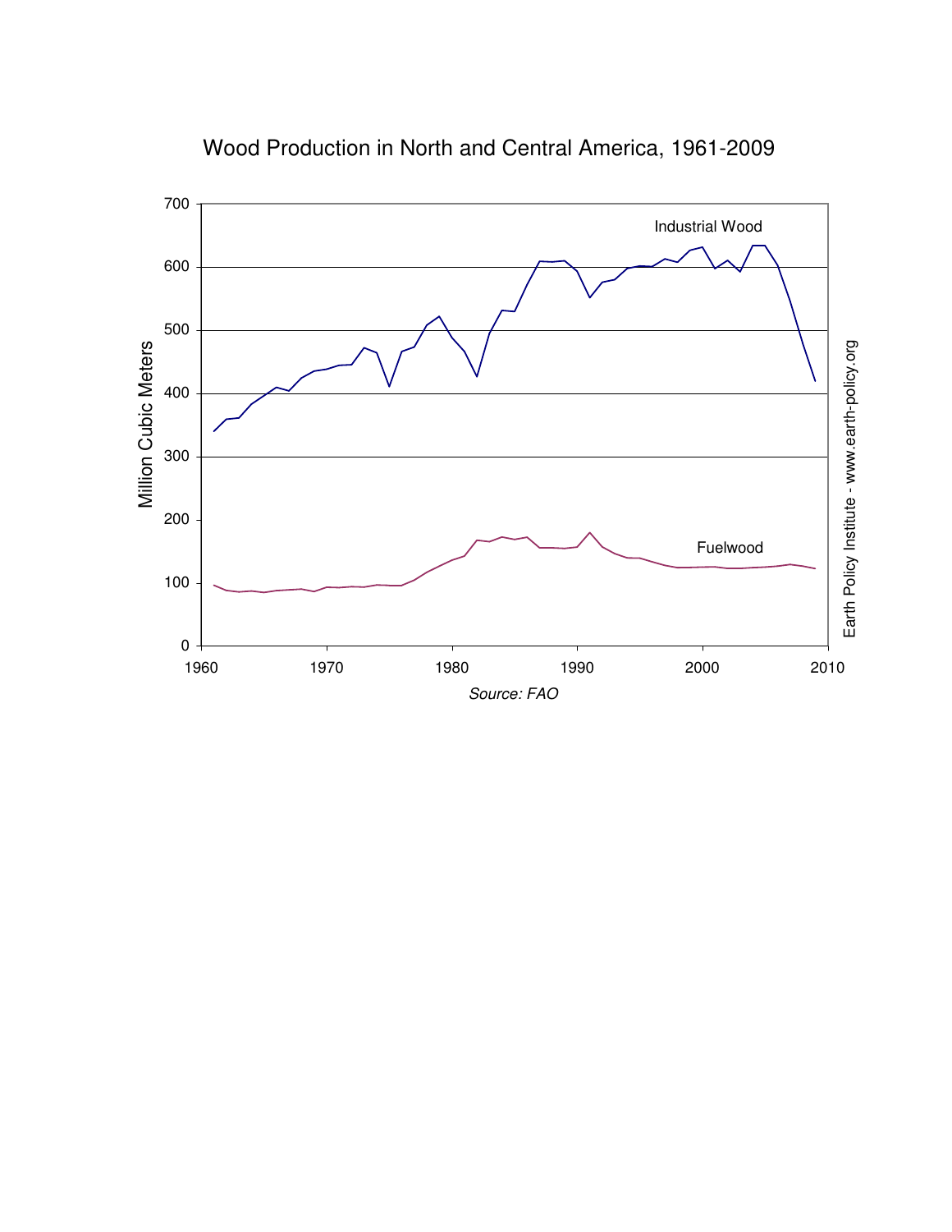Wood Production in North and Central America, 1961-2009

Source: FAO

Earth Policy Institute - www.earth-policy.org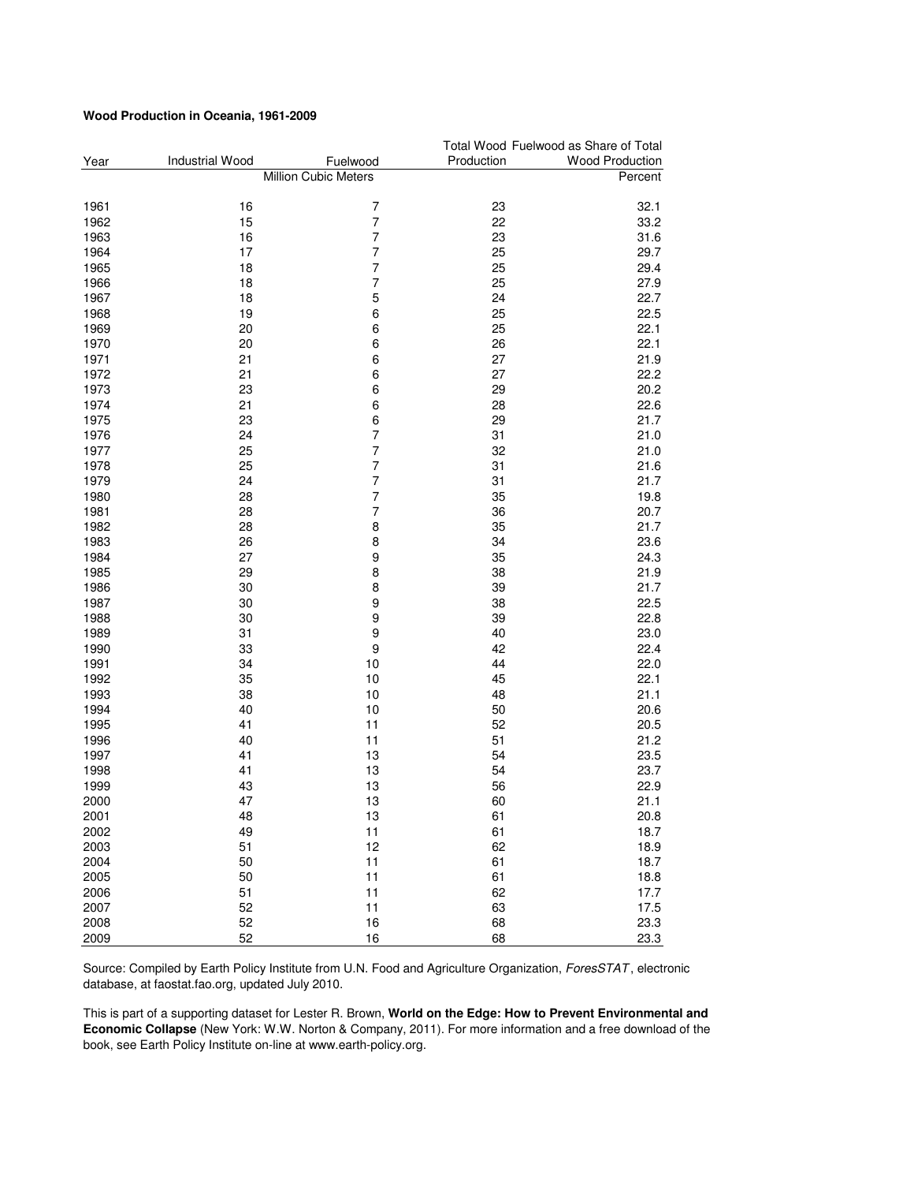**Wood Production in Oceania, 1961-2009**

| Year | Industrial Wood | Fuelwood | Total Wood Production | Fuelwood as Share of Total Wood Production |
|---|---|---|---|---|
| | Million Cubic Meters | | | Percent |
| 1961 | 16 | 7 | 23 | 32.1 |
| 1962 | 15 | 7 | 22 | 33.2 |
| 1963 | 16 | 7 | 23 | 31.6 |
| 1964 | 17 | 7 | 25 | 29.7 |
| 1965 | 18 | 7 | 25 | 29.4 |
| 1966 | 18 | 7 | 25 | 27.9 |
| 1967 | 18 | 5 | 24 | 22.7 |
| 1968 | 19 | 6 | 25 | 22.5 |
| 1969 | 20 | 6 | 25 | 22.1 |
| 1970 | 20 | 6 | 26 | 22.1 |
| 1971 | 21 | 6 | 27 | 21.9 |
| 1972 | 21 | 6 | 27 | 22.2 |
| 1973 | 23 | 6 | 29 | 20.2 |
| 1974 | 21 | 6 | 28 | 22.6 |
| 1975 | 23 | 6 | 29 | 21.7 |
| 1976 | 24 | 7 | 31 | 21.0 |
| 1977 | 25 | 7 | 32 | 21.0 |
| 1978 | 25 | 7 | 31 | 21.6 |
| 1979 | 24 | 7 | 31 | 21.7 |
| 1980 | 28 | 7 | 35 | 19.8 |
| 1981 | 28 | 7 | 36 | 20.7 |
| 1982 | 28 | 8 | 35 | 21.7 |
| 1983 | 26 | 8 | 34 | 23.6 |
| 1984 | 27 | 9 | 35 | 24.3 |
| 1985 | 29 | 8 | 38 | 21.9 |
| 1986 | 30 | 8 | 39 | 21.7 |
| 1987 | 30 | 9 | 38 | 22.5 |
| 1988 | 30 | 9 | 39 | 22.8 |
| 1989 | 31 | 9 | 40 | 23.0 |
| 1990 | 33 | 9 | 42 | 22.4 |
| 1991 | 34 | 10 | 44 | 22.0 |
| 1992 | 35 | 10 | 45 | 22.1 |
| 1993 | 38 | 10 | 48 | 21.1 |
| 1994 | 40 | 10 | 50 | 20.6 |
| 1995 | 41 | 11 | 52 | 20.5 |
| 1996 | 40 | 11 | 51 | 21.2 |
| 1997 | 41 | 13 | 54 | 23.5 |
| 1998 | 41 | 13 | 54 | 23.7 |
| 1999 | 43 | 13 | 56 | 22.9 |
| 2000 | 47 | 13 | 60 | 21.1 |
| 2001 | 48 | 13 | 61 | 20.8 |
| 2002 | 49 | 11 | 61 | 18.7 |
| 2003 | 51 | 12 | 62 | 18.9 |
| 2004 | 50 | 11 | 61 | 18.7 |
| 2005 | 50 | 11 | 61 | 18.8 |
| 2006 | 51 | 11 | 62 | 17.7 |
| 2007 | 52 | 11 | 63 | 17.5 |
| 2008 | 52 | 16 | 68 | 23.3 |
| 2009 | 52 | 16 | 68 | 23.3 |

Source: Compiled by Earth Policy Institute from U.N. Food and Agriculture Organization, *ForesSTAT*, electronic database, at faostat.fao.org, updated July 2010.

This is part of a supporting dataset for Lester R. Brown, **World on the Edge: How to Prevent Environmental and Economic Collapse** (New York: W.W. Norton & Company, 2011). For more information and a free download of the book, see Earth Policy Institute on-line at www.earth-policy.org.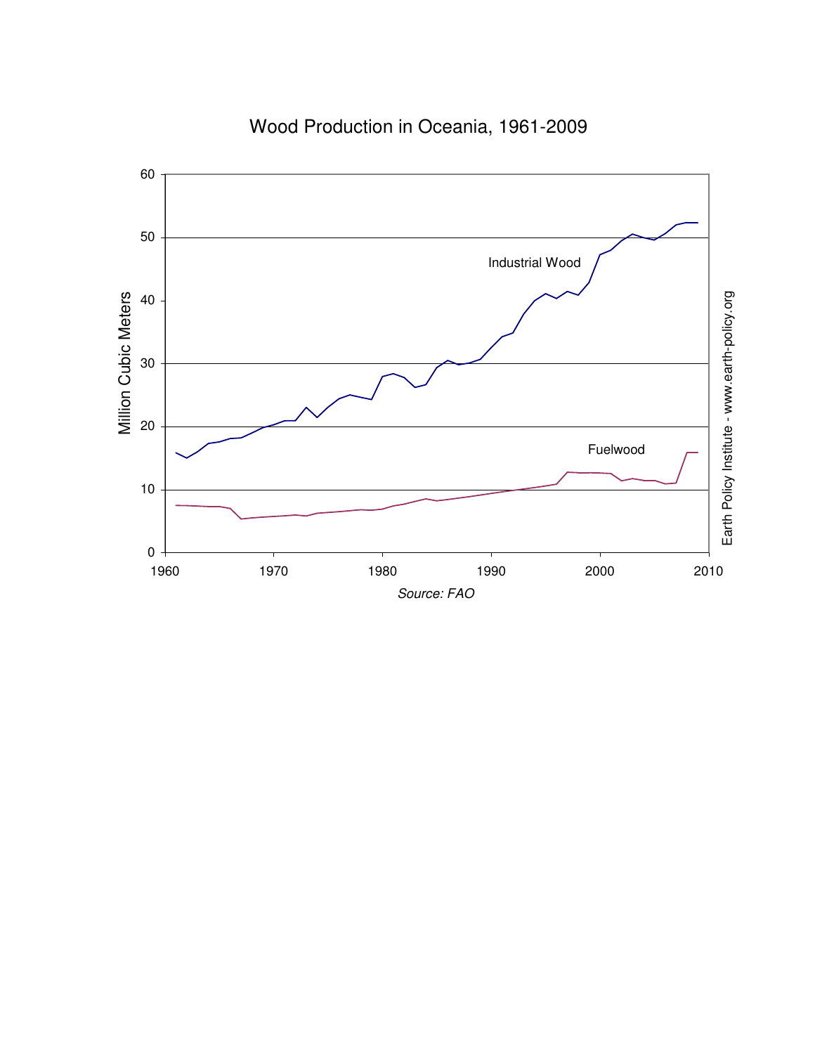Wood Production in Oceania, 1961-2009

Source: FAO

Earth Policy Institute - www.earth-policy.org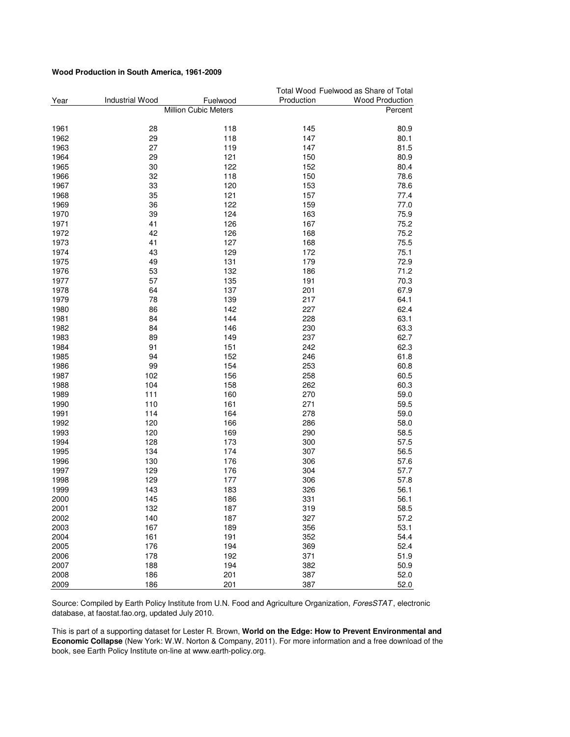**Wood Production in South America, 1961-2009**

| Year | Industrial Wood | Fuelwood | Total Wood Production | Fuelwood as Share of Total Wood Production |
|---|---|---|---|---|
| | Million Cubic Meters | | | Percent |
| 1961 | 28 | 118 | 145 | 80.9 |
| 1962 | 29 | 118 | 147 | 80.1 |
| 1963 | 27 | 119 | 147 | 81.5 |
| 1964 | 29 | 121 | 150 | 80.9 |
| 1965 | 30 | 122 | 152 | 80.4 |
| 1966 | 32 | 118 | 150 | 78.6 |
| 1967 | 33 | 120 | 153 | 78.6 |
| 1968 | 35 | 121 | 157 | 77.4 |
| 1969 | 36 | 122 | 159 | 77.0 |
| 1970 | 39 | 124 | 163 | 75.9 |
| 1971 | 41 | 126 | 167 | 75.2 |
| 1972 | 42 | 126 | 168 | 75.2 |
| 1973 | 41 | 127 | 168 | 75.5 |
| 1974 | 43 | 129 | 172 | 75.1 |
| 1975 | 49 | 131 | 179 | 72.9 |
| 1976 | 53 | 132 | 186 | 71.2 |
| 1977 | 57 | 135 | 191 | 70.3 |
| 1978 | 64 | 137 | 201 | 67.9 |
| 1979 | 78 | 139 | 217 | 64.1 |
| 1980 | 86 | 142 | 227 | 62.4 |
| 1981 | 84 | 144 | 228 | 63.1 |
| 1982 | 84 | 146 | 230 | 63.3 |
| 1983 | 89 | 149 | 237 | 62.7 |
| 1984 | 91 | 151 | 242 | 62.3 |
| 1985 | 94 | 152 | 246 | 61.8 |
| 1986 | 99 | 154 | 253 | 60.8 |
| 1987 | 102 | 156 | 258 | 60.5 |
| 1988 | 104 | 158 | 262 | 60.3 |
| 1989 | 111 | 160 | 270 | 59.0 |
| 1990 | 110 | 161 | 271 | 59.5 |
| 1991 | 114 | 164 | 278 | 59.0 |
| 1992 | 120 | 166 | 286 | 58.0 |
| 1993 | 120 | 169 | 290 | 58.5 |
| 1994 | 128 | 173 | 300 | 57.5 |
| 1995 | 134 | 174 | 307 | 56.5 |
| 1996 | 130 | 176 | 306 | 57.6 |
| 1997 | 129 | 176 | 304 | 57.7 |
| 1998 | 129 | 177 | 306 | 57.8 |
| 1999 | 143 | 183 | 326 | 56.1 |
| 2000 | 145 | 186 | 331 | 56.1 |
| 2001 | 132 | 187 | 319 | 58.5 |
| 2002 | 140 | 187 | 327 | 57.2 |
| 2003 | 167 | 189 | 356 | 53.1 |
| 2004 | 161 | 191 | 352 | 54.4 |
| 2005 | 176 | 194 | 369 | 52.4 |
| 2006 | 178 | 192 | 371 | 51.9 |
| 2007 | 188 | 194 | 382 | 50.9 |
| 2008 | 186 | 201 | 387 | 52.0 |
| 2009 | 186 | 201 | 387 | 52.0 |

Source: Compiled by Earth Policy Institute from U.N. Food and Agriculture Organization, *ForesSTAT*, electronic database, at faostat.fao.org, updated July 2010.

This is part of a supporting dataset for Lester R. Brown, **World on the Edge: How to Prevent Environmental and Economic Collapse** (New York: W.W. Norton & Company, 2011). For more information and a free download of the book, see Earth Policy Institute on-line at www.earth-policy.org.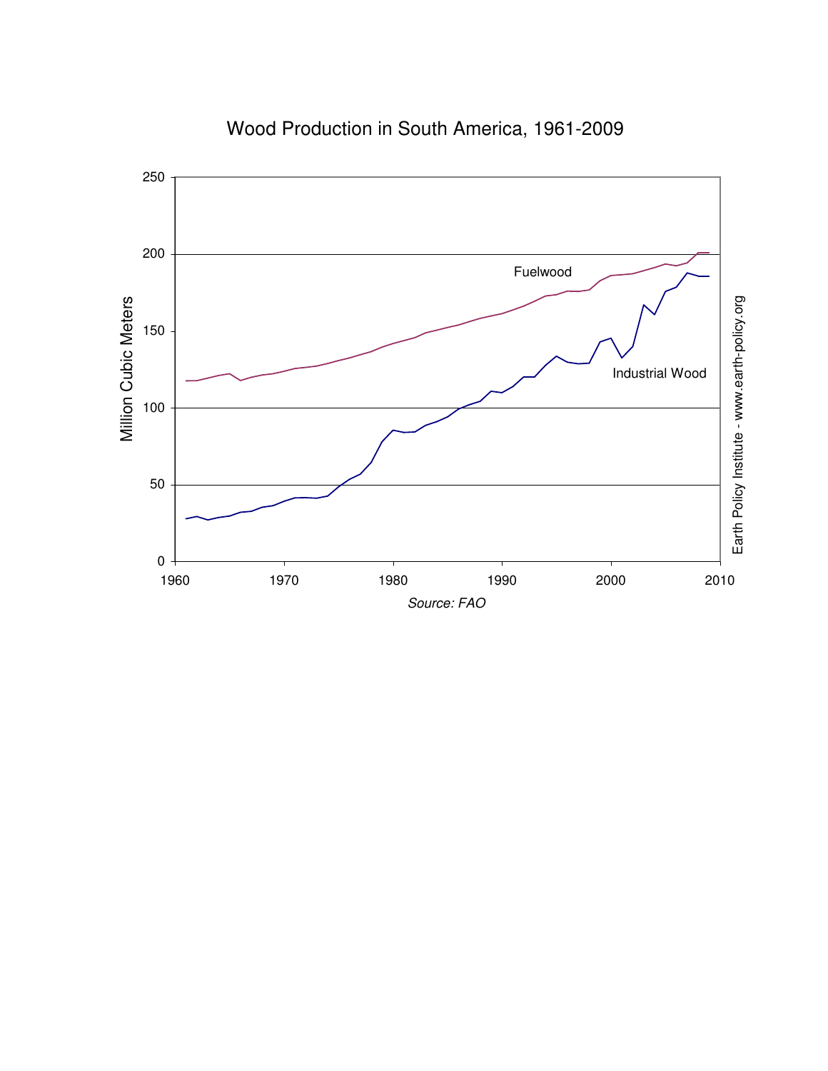Wood Production in South America, 1961-2009

Million Cubic Meters

Fuelwood

Industrial Wood

Source: FAO

Earth Policy Institute - www.earth-policy.org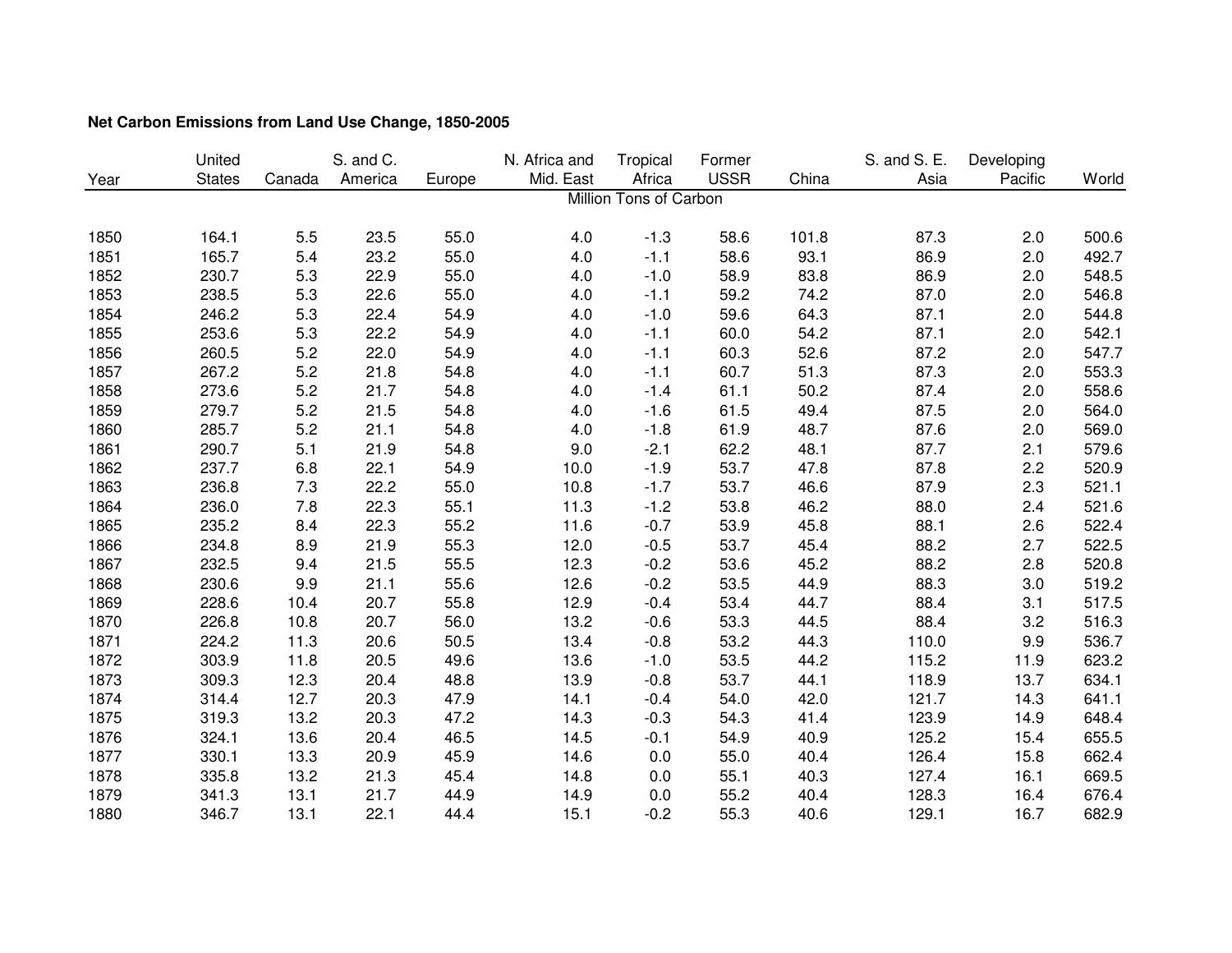**Net Carbon Emissions from Land Use Change, 1850-2005**

| Year | United States | Canada | S. and C. America | Europe | N. Africa and Mid. East | Tropical Africa | Former USSR | China | S. and S. E. Asia | Developing Pacific | World |
|---|---|---|---|---|---|---|---|---|---|---|---|
| | Million Tons of Carbon | | | | | | | | | | |
| 1850 | 164.1 | 5.5 | 23.5 | 55.0 | 4.0 | -1.3 | 58.6 | 101.8 | 87.3 | 2.0 | 500.6 |
| 1851 | 165.7 | 5.4 | 23.2 | 55.0 | 4.0 | -1.1 | 58.6 | 93.1 | 86.9 | 2.0 | 492.7 |
| 1852 | 230.7 | 5.3 | 22.9 | 55.0 | 4.0 | -1.0 | 58.9 | 83.8 | 86.9 | 2.0 | 548.5 |
| 1853 | 238.5 | 5.3 | 22.6 | 55.0 | 4.0 | -1.1 | 59.2 | 74.2 | 87.0 | 2.0 | 546.8 |
| 1854 | 246.2 | 5.3 | 22.4 | 54.9 | 4.0 | -1.0 | 59.6 | 64.3 | 87.1 | 2.0 | 544.8 |
| 1855 | 253.6 | 5.3 | 22.2 | 54.9 | 4.0 | -1.1 | 60.0 | 54.2 | 87.1 | 2.0 | 542.1 |
| 1856 | 260.5 | 5.2 | 22.0 | 54.9 | 4.0 | -1.1 | 60.3 | 52.6 | 87.2 | 2.0 | 547.7 |
| 1857 | 267.2 | 5.2 | 21.8 | 54.8 | 4.0 | -1.1 | 60.7 | 51.3 | 87.3 | 2.0 | 553.3 |
| 1858 | 273.6 | 5.2 | 21.7 | 54.8 | 4.0 | -1.4 | 61.1 | 50.2 | 87.4 | 2.0 | 558.6 |
| 1859 | 279.7 | 5.2 | 21.5 | 54.8 | 4.0 | -1.6 | 61.5 | 49.4 | 87.5 | 2.0 | 564.0 |
| 1860 | 285.7 | 5.2 | 21.1 | 54.8 | 4.0 | -1.8 | 61.9 | 48.7 | 87.6 | 2.0 | 569.0 |
| 1861 | 290.7 | 5.1 | 21.9 | 54.8 | 9.0 | -2.1 | 62.2 | 48.1 | 87.7 | 2.1 | 579.6 |
| 1862 | 237.7 | 6.8 | 22.1 | 54.9 | 10.0 | -1.9 | 53.7 | 47.8 | 87.8 | 2.2 | 520.9 |
| 1863 | 236.8 | 7.3 | 22.2 | 55.0 | 10.8 | -1.7 | 53.7 | 46.6 | 87.9 | 2.3 | 521.1 |
| 1864 | 236.0 | 7.8 | 22.3 | 55.1 | 11.3 | -1.2 | 53.8 | 46.2 | 88.0 | 2.4 | 521.6 |
| 1865 | 235.2 | 8.4 | 22.3 | 55.2 | 11.6 | -0.7 | 53.9 | 45.8 | 88.1 | 2.6 | 522.4 |
| 1866 | 234.8 | 8.9 | 21.9 | 55.3 | 12.0 | -0.5 | 53.7 | 45.4 | 88.2 | 2.7 | 522.5 |
| 1867 | 232.5 | 9.4 | 21.5 | 55.5 | 12.3 | -0.2 | 53.6 | 45.2 | 88.2 | 2.8 | 520.8 |
| 1868 | 230.6 | 9.9 | 21.1 | 55.6 | 12.6 | -0.2 | 53.5 | 44.9 | 88.3 | 3.0 | 519.2 |
| 1869 | 228.6 | 10.4 | 20.7 | 55.8 | 12.9 | -0.4 | 53.4 | 44.7 | 88.4 | 3.1 | 517.5 |
| 1870 | 226.8 | 10.8 | 20.7 | 56.0 | 13.2 | -0.6 | 53.3 | 44.5 | 88.4 | 3.2 | 516.3 |
| 1871 | 224.2 | 11.3 | 20.6 | 50.5 | 13.4 | -0.8 | 53.2 | 44.3 | 110.0 | 9.9 | 536.7 |
| 1872 | 303.9 | 11.8 | 20.5 | 49.6 | 13.6 | -1.0 | 53.5 | 44.2 | 115.2 | 11.9 | 623.2 |
| 1873 | 309.3 | 12.3 | 20.4 | 48.8 | 13.9 | -0.8 | 53.7 | 44.1 | 118.9 | 13.7 | 634.1 |
| 1874 | 314.4 | 12.7 | 20.3 | 47.9 | 14.1 | -0.4 | 54.0 | 42.0 | 121.7 | 14.3 | 641.1 |
| 1875 | 319.3 | 13.2 | 20.3 | 47.2 | 14.3 | -0.3 | 54.3 | 41.4 | 123.9 | 14.9 | 648.4 |
| 1876 | 324.1 | 13.6 | 20.4 | 46.5 | 14.5 | -0.1 | 54.9 | 40.9 | 125.2 | 15.4 | 655.5 |
| 1877 | 330.1 | 13.3 | 20.9 | 45.9 | 14.6 | 0.0 | 55.0 | 40.4 | 126.4 | 15.8 | 662.4 |
| 1878 | 335.8 | 13.2 | 21.3 | 45.4 | 14.8 | 0.0 | 55.1 | 40.3 | 127.4 | 16.1 | 669.5 |
| 1879 | 341.3 | 13.1 | 21.7 | 44.9 | 14.9 | 0.0 | 55.2 | 40.4 | 128.3 | 16.4 | 676.4 |
| 1880 | 346.7 | 13.1 | 22.1 | 44.4 | 15.1 | -0.2 | 55.3 | 40.6 | 129.1 | 16.7 | 682.9 |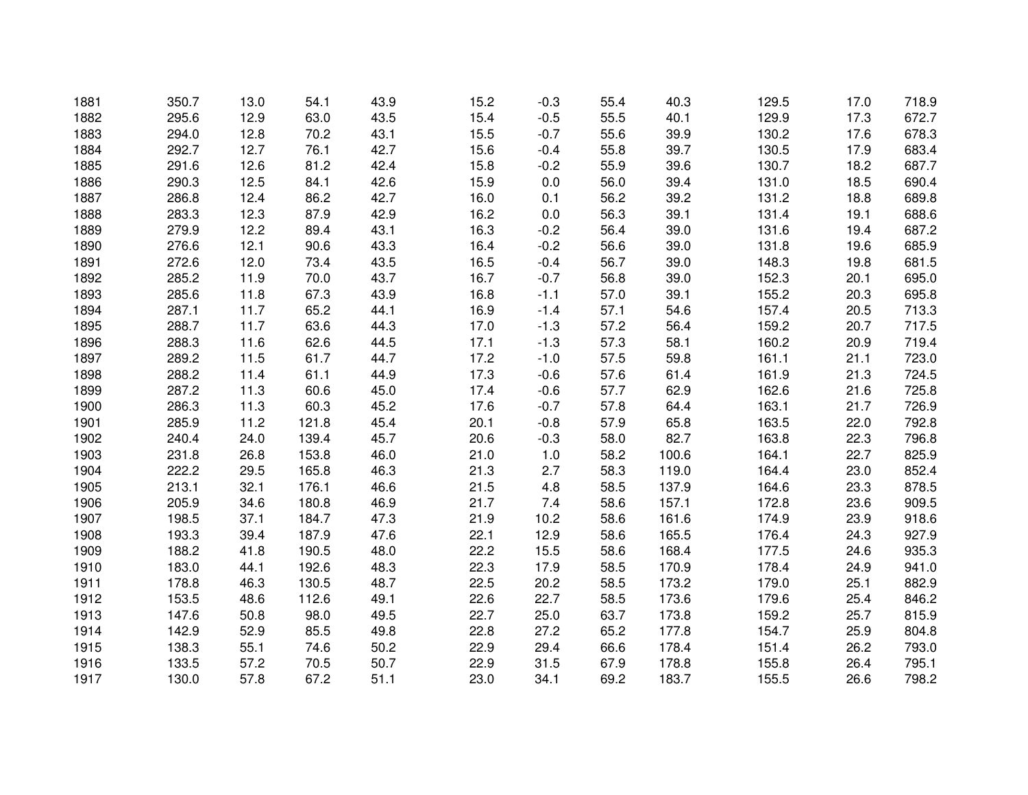| | | | | | | | | | | | |
|---|---|---|---|---|---|---|---|---|---|---|---|
| 1881 | 350.7 | 13.0 | 54.1 | 43.9 | 15.2 | -0.3 | 55.4 | 40.3 | 129.5 | 17.0 | 718.9 |
| 1882 | 295.6 | 12.9 | 63.0 | 43.5 | 15.4 | -0.5 | 55.5 | 40.1 | 129.9 | 17.3 | 672.7 |
| 1883 | 294.0 | 12.8 | 70.2 | 43.1 | 15.5 | -0.7 | 55.6 | 39.9 | 130.2 | 17.6 | 678.3 |
| 1884 | 292.7 | 12.7 | 76.1 | 42.7 | 15.6 | -0.4 | 55.8 | 39.7 | 130.5 | 17.9 | 683.4 |
| 1885 | 291.6 | 12.6 | 81.2 | 42.4 | 15.8 | -0.2 | 55.9 | 39.6 | 130.7 | 18.2 | 687.7 |
| 1886 | 290.3 | 12.5 | 84.1 | 42.6 | 15.9 | 0.0 | 56.0 | 39.4 | 131.0 | 18.5 | 690.4 |
| 1887 | 286.8 | 12.4 | 86.2 | 42.7 | 16.0 | 0.1 | 56.2 | 39.2 | 131.2 | 18.8 | 689.8 |
| 1888 | 283.3 | 12.3 | 87.9 | 42.9 | 16.2 | 0.0 | 56.3 | 39.1 | 131.4 | 19.1 | 688.6 |
| 1889 | 279.9 | 12.2 | 89.4 | 43.1 | 16.3 | -0.2 | 56.4 | 39.0 | 131.6 | 19.4 | 687.2 |
| 1890 | 276.6 | 12.1 | 90.6 | 43.3 | 16.4 | -0.2 | 56.6 | 39.0 | 131.8 | 19.6 | 685.9 |
| 1891 | 272.6 | 12.0 | 73.4 | 43.5 | 16.5 | -0.4 | 56.7 | 39.0 | 148.3 | 19.8 | 681.5 |
| 1892 | 285.2 | 11.9 | 70.0 | 43.7 | 16.7 | -0.7 | 56.8 | 39.0 | 152.3 | 20.1 | 695.0 |
| 1893 | 285.6 | 11.8 | 67.3 | 43.9 | 16.8 | -1.1 | 57.0 | 39.1 | 155.2 | 20.3 | 695.8 |
| 1894 | 287.1 | 11.7 | 65.2 | 44.1 | 16.9 | -1.4 | 57.1 | 54.6 | 157.4 | 20.5 | 713.3 |
| 1895 | 288.7 | 11.7 | 63.6 | 44.3 | 17.0 | -1.3 | 57.2 | 56.4 | 159.2 | 20.7 | 717.5 |
| 1896 | 288.3 | 11.6 | 62.6 | 44.5 | 17.1 | -1.3 | 57.3 | 58.1 | 160.2 | 20.9 | 719.4 |
| 1897 | 289.2 | 11.5 | 61.7 | 44.7 | 17.2 | -1.0 | 57.5 | 59.8 | 161.1 | 21.1 | 723.0 |
| 1898 | 288.2 | 11.4 | 61.1 | 44.9 | 17.3 | -0.6 | 57.6 | 61.4 | 161.9 | 21.3 | 724.5 |
| 1899 | 287.2 | 11.3 | 60.6 | 45.0 | 17.4 | -0.6 | 57.7 | 62.9 | 162.6 | 21.6 | 725.8 |
| 1900 | 286.3 | 11.3 | 60.3 | 45.2 | 17.6 | -0.7 | 57.8 | 64.4 | 163.1 | 21.7 | 726.9 |
| 1901 | 285.9 | 11.2 | 121.8 | 45.4 | 20.1 | -0.8 | 57.9 | 65.8 | 163.5 | 22.0 | 792.8 |
| 1902 | 240.4 | 24.0 | 139.4 | 45.7 | 20.6 | -0.3 | 58.0 | 82.7 | 163.8 | 22.3 | 796.8 |
| 1903 | 231.8 | 26.8 | 153.8 | 46.0 | 21.0 | 1.0 | 58.2 | 100.6 | 164.1 | 22.7 | 825.9 |
| 1904 | 222.2 | 29.5 | 165.8 | 46.3 | 21.3 | 2.7 | 58.3 | 119.0 | 164.4 | 23.0 | 852.4 |
| 1905 | 213.1 | 32.1 | 176.1 | 46.6 | 21.5 | 4.8 | 58.5 | 137.9 | 164.6 | 23.3 | 878.5 |
| 1906 | 205.9 | 34.6 | 180.8 | 46.9 | 21.7 | 7.4 | 58.6 | 157.1 | 172.8 | 23.6 | 909.5 |
| 1907 | 198.5 | 37.1 | 184.7 | 47.3 | 21.9 | 10.2 | 58.6 | 161.6 | 174.9 | 23.9 | 918.6 |
| 1908 | 193.3 | 39.4 | 187.9 | 47.6 | 22.1 | 12.9 | 58.6 | 165.5 | 176.4 | 24.3 | 927.9 |
| 1909 | 188.2 | 41.8 | 190.5 | 48.0 | 22.2 | 15.5 | 58.6 | 168.4 | 177.5 | 24.6 | 935.3 |
| 1910 | 183.0 | 44.1 | 192.6 | 48.3 | 22.3 | 17.9 | 58.5 | 170.9 | 178.4 | 24.9 | 941.0 |
| 1911 | 178.8 | 46.3 | 130.5 | 48.7 | 22.5 | 20.2 | 58.5 | 173.2 | 179.0 | 25.1 | 882.9 |
| 1912 | 153.5 | 48.6 | 112.6 | 49.1 | 22.6 | 22.7 | 58.5 | 173.6 | 179.6 | 25.4 | 846.2 |
| 1913 | 147.6 | 50.8 | 98.0 | 49.5 | 22.7 | 25.0 | 63.7 | 173.8 | 159.2 | 25.7 | 815.9 |
| 1914 | 142.9 | 52.9 | 85.5 | 49.8 | 22.8 | 27.2 | 65.2 | 177.8 | 154.7 | 25.9 | 804.8 |
| 1915 | 138.3 | 55.1 | 74.6 | 50.2 | 22.9 | 29.4 | 66.6 | 178.4 | 151.4 | 26.2 | 793.0 |
| 1916 | 133.5 | 57.2 | 70.5 | 50.7 | 22.9 | 31.5 | 67.9 | 178.8 | 155.8 | 26.4 | 795.1 |
| 1917 | 130.0 | 57.8 | 67.2 | 51.1 | 23.0 | 34.1 | 69.2 | 183.7 | 155.5 | 26.6 | 798.2 |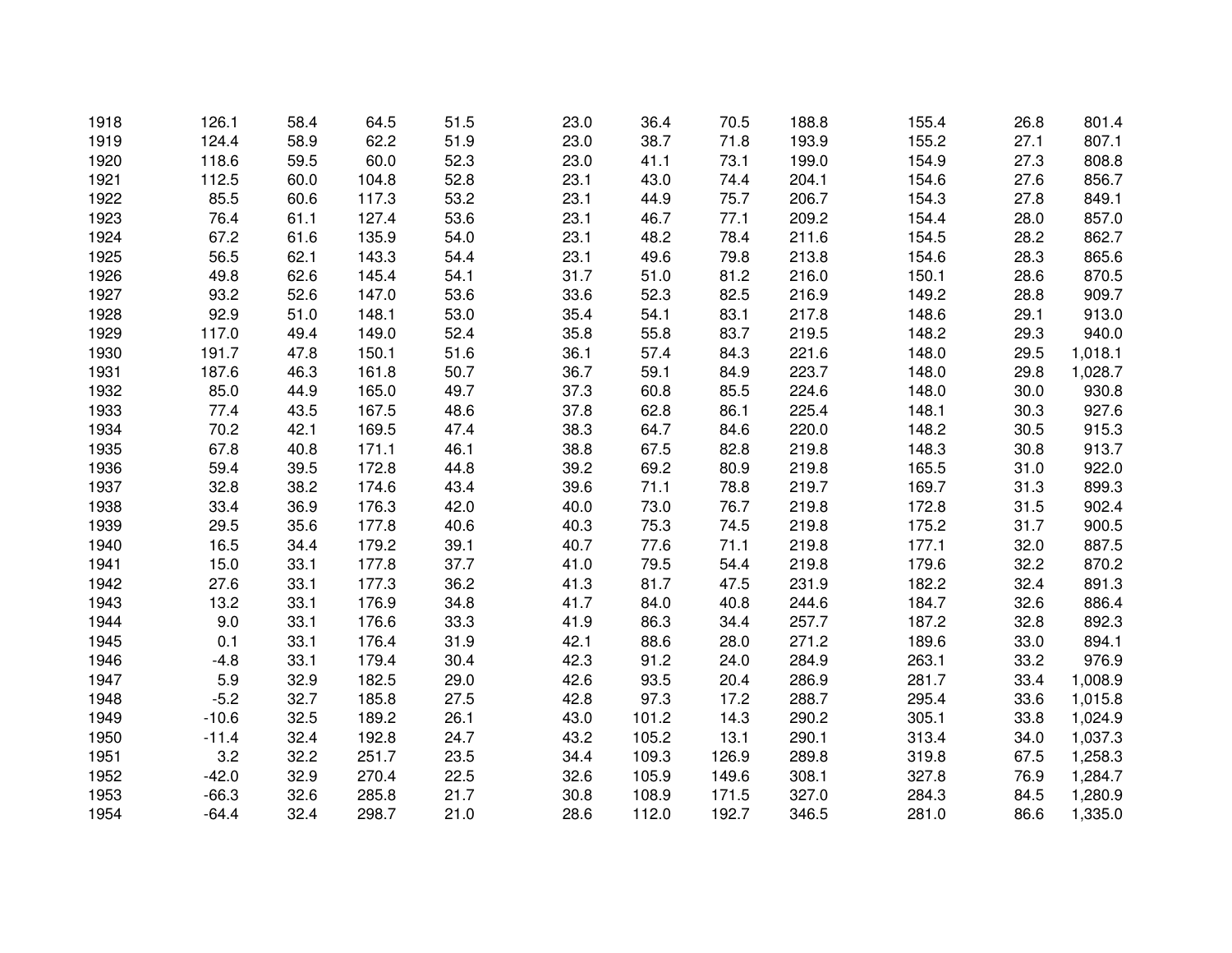| | | | | | | | | | | | |
|---|---|---|---|---|---|---|---|---|---|---|---|
| 1918 | 126.1 | 58.4 | 64.5 | 51.5 | 23.0 | 36.4 | 70.5 | 188.8 | 155.4 | 26.8 | 801.4 |
| 1919 | 124.4 | 58.9 | 62.2 | 51.9 | 23.0 | 38.7 | 71.8 | 193.9 | 155.2 | 27.1 | 807.1 |
| 1920 | 118.6 | 59.5 | 60.0 | 52.3 | 23.0 | 41.1 | 73.1 | 199.0 | 154.9 | 27.3 | 808.8 |
| 1921 | 112.5 | 60.0 | 104.8 | 52.8 | 23.1 | 43.0 | 74.4 | 204.1 | 154.6 | 27.6 | 856.7 |
| 1922 | 85.5 | 60.6 | 117.3 | 53.2 | 23.1 | 44.9 | 75.7 | 206.7 | 154.3 | 27.8 | 849.1 |
| 1923 | 76.4 | 61.1 | 127.4 | 53.6 | 23.1 | 46.7 | 77.1 | 209.2 | 154.4 | 28.0 | 857.0 |
| 1924 | 67.2 | 61.6 | 135.9 | 54.0 | 23.1 | 48.2 | 78.4 | 211.6 | 154.5 | 28.2 | 862.7 |
| 1925 | 56.5 | 62.1 | 143.3 | 54.4 | 23.1 | 49.6 | 79.8 | 213.8 | 154.6 | 28.3 | 865.6 |
| 1926 | 49.8 | 62.6 | 145.4 | 54.1 | 31.7 | 51.0 | 81.2 | 216.0 | 150.1 | 28.6 | 870.5 |
| 1927 | 93.2 | 52.6 | 147.0 | 53.6 | 33.6 | 52.3 | 82.5 | 216.9 | 149.2 | 28.8 | 909.7 |
| 1928 | 92.9 | 51.0 | 148.1 | 53.0 | 35.4 | 54.1 | 83.1 | 217.8 | 148.6 | 29.1 | 913.0 |
| 1929 | 117.0 | 49.4 | 149.0 | 52.4 | 35.8 | 55.8 | 83.7 | 219.5 | 148.2 | 29.3 | 940.0 |
| 1930 | 191.7 | 47.8 | 150.1 | 51.6 | 36.1 | 57.4 | 84.3 | 221.6 | 148.0 | 29.5 | 1,018.1 |
| 1931 | 187.6 | 46.3 | 161.8 | 50.7 | 36.7 | 59.1 | 84.9 | 223.7 | 148.0 | 29.8 | 1,028.7 |
| 1932 | 85.0 | 44.9 | 165.0 | 49.7 | 37.3 | 60.8 | 85.5 | 224.6 | 148.0 | 30.0 | 930.8 |
| 1933 | 77.4 | 43.5 | 167.5 | 48.6 | 37.8 | 62.8 | 86.1 | 225.4 | 148.1 | 30.3 | 927.6 |
| 1934 | 70.2 | 42.1 | 169.5 | 47.4 | 38.3 | 64.7 | 84.6 | 220.0 | 148.2 | 30.5 | 915.3 |
| 1935 | 67.8 | 40.8 | 171.1 | 46.1 | 38.8 | 67.5 | 82.8 | 219.8 | 148.3 | 30.8 | 913.7 |
| 1936 | 59.4 | 39.5 | 172.8 | 44.8 | 39.2 | 69.2 | 80.9 | 219.8 | 165.5 | 31.0 | 922.0 |
| 1937 | 32.8 | 38.2 | 174.6 | 43.4 | 39.6 | 71.1 | 78.8 | 219.7 | 169.7 | 31.3 | 899.3 |
| 1938 | 33.4 | 36.9 | 176.3 | 42.0 | 40.0 | 73.0 | 76.7 | 219.8 | 172.8 | 31.5 | 902.4 |
| 1939 | 29.5 | 35.6 | 177.8 | 40.6 | 40.3 | 75.3 | 74.5 | 219.8 | 175.2 | 31.7 | 900.5 |
| 1940 | 16.5 | 34.4 | 179.2 | 39.1 | 40.7 | 77.6 | 71.1 | 219.8 | 177.1 | 32.0 | 887.5 |
| 1941 | 15.0 | 33.1 | 177.8 | 37.7 | 41.0 | 79.5 | 54.4 | 219.8 | 179.6 | 32.2 | 870.2 |
| 1942 | 27.6 | 33.1 | 177.3 | 36.2 | 41.3 | 81.7 | 47.5 | 231.9 | 182.2 | 32.4 | 891.3 |
| 1943 | 13.2 | 33.1 | 176.9 | 34.8 | 41.7 | 84.0 | 40.8 | 244.6 | 184.7 | 32.6 | 886.4 |
| 1944 | 9.0 | 33.1 | 176.6 | 33.3 | 41.9 | 86.3 | 34.4 | 257.7 | 187.2 | 32.8 | 892.3 |
| 1945 | 0.1 | 33.1 | 176.4 | 31.9 | 42.1 | 88.6 | 28.0 | 271.2 | 189.6 | 33.0 | 894.1 |
| 1946 | -4.8 | 33.1 | 179.4 | 30.4 | 42.3 | 91.2 | 24.0 | 284.9 | 263.1 | 33.2 | 976.9 |
| 1947 | 5.9 | 32.9 | 182.5 | 29.0 | 42.6 | 93.5 | 20.4 | 286.9 | 281.7 | 33.4 | 1,008.9 |
| 1948 | -5.2 | 32.7 | 185.8 | 27.5 | 42.8 | 97.3 | 17.2 | 288.7 | 295.4 | 33.6 | 1,015.8 |
| 1949 | -10.6 | 32.5 | 189.2 | 26.1 | 43.0 | 101.2 | 14.3 | 290.2 | 305.1 | 33.8 | 1,024.9 |
| 1950 | -11.4 | 32.4 | 192.8 | 24.7 | 43.2 | 105.2 | 13.1 | 290.1 | 313.4 | 34.0 | 1,037.3 |
| 1951 | 3.2 | 32.2 | 251.7 | 23.5 | 34.4 | 109.3 | 126.9 | 289.8 | 319.8 | 67.5 | 1,258.3 |
| 1952 | -42.0 | 32.9 | 270.4 | 22.5 | 32.6 | 105.9 | 149.6 | 308.1 | 327.8 | 76.9 | 1,284.7 |
| 1953 | -66.3 | 32.6 | 285.8 | 21.7 | 30.8 | 108.9 | 171.5 | 327.0 | 284.3 | 84.5 | 1,280.9 |
| 1954 | -64.4 | 32.4 | 298.7 | 21.0 | 28.6 | 112.0 | 192.7 | 346.5 | 281.0 | 86.6 | 1,335.0 |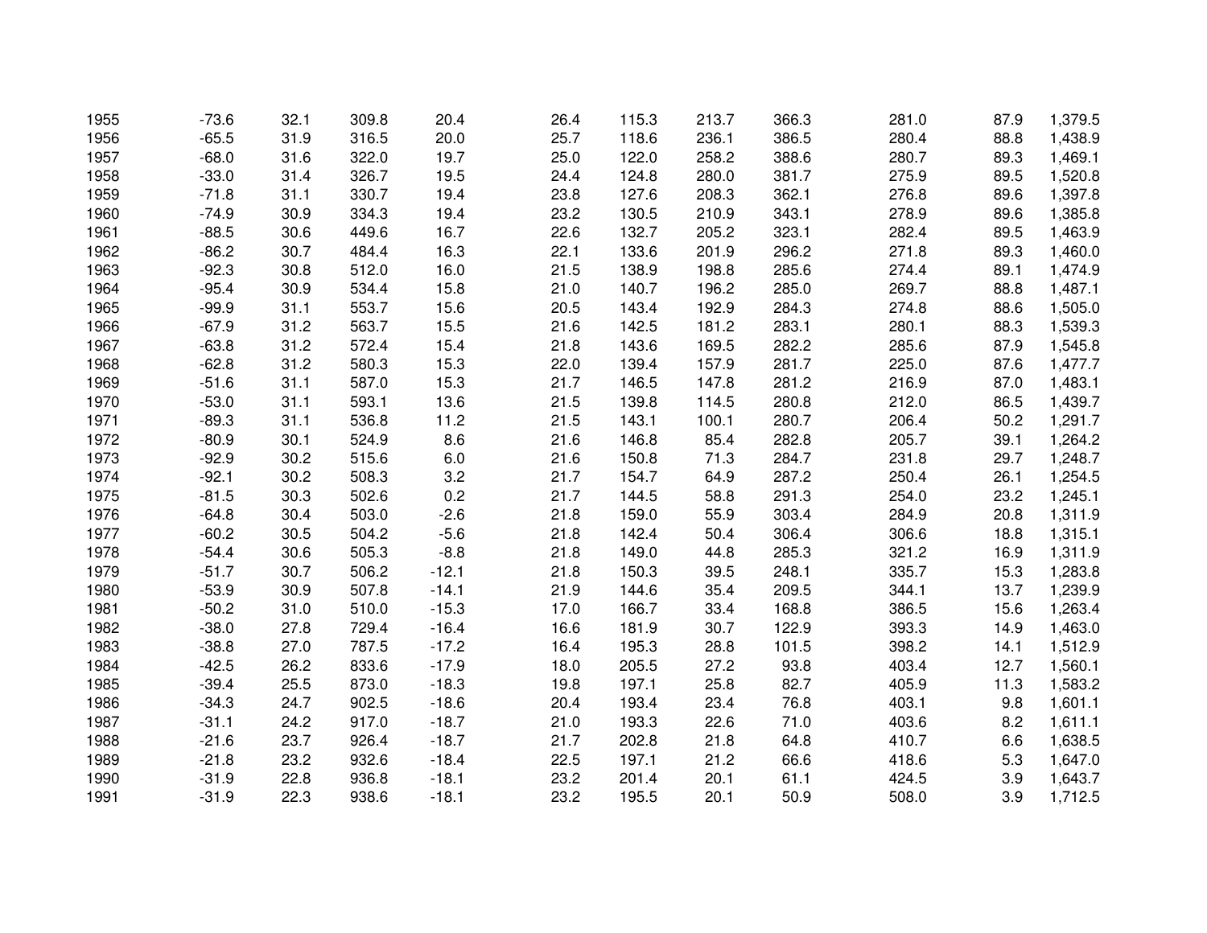| | | | | | | | | | | | |
|---|---|---|---|---|---|---|---|---|---|---|---|
| 1955 | -73.6 | 32.1 | 309.8 | 20.4 | 26.4 | 115.3 | 213.7 | 366.3 | 281.0 | 87.9 | 1,379.5 |
| 1956 | -65.5 | 31.9 | 316.5 | 20.0 | 25.7 | 118.6 | 236.1 | 386.5 | 280.4 | 88.8 | 1,438.9 |
| 1957 | -68.0 | 31.6 | 322.0 | 19.7 | 25.0 | 122.0 | 258.2 | 388.6 | 280.7 | 89.3 | 1,469.1 |
| 1958 | -33.0 | 31.4 | 326.7 | 19.5 | 24.4 | 124.8 | 280.0 | 381.7 | 275.9 | 89.5 | 1,520.8 |
| 1959 | -71.8 | 31.1 | 330.7 | 19.4 | 23.8 | 127.6 | 208.3 | 362.1 | 276.8 | 89.6 | 1,397.8 |
| 1960 | -74.9 | 30.9 | 334.3 | 19.4 | 23.2 | 130.5 | 210.9 | 343.1 | 278.9 | 89.6 | 1,385.8 |
| 1961 | -88.5 | 30.6 | 449.6 | 16.7 | 22.6 | 132.7 | 205.2 | 323.1 | 282.4 | 89.5 | 1,463.9 |
| 1962 | -86.2 | 30.7 | 484.4 | 16.3 | 22.1 | 133.6 | 201.9 | 296.2 | 271.8 | 89.3 | 1,460.0 |
| 1963 | -92.3 | 30.8 | 512.0 | 16.0 | 21.5 | 138.9 | 198.8 | 285.6 | 274.4 | 89.1 | 1,474.9 |
| 1964 | -95.4 | 30.9 | 534.4 | 15.8 | 21.0 | 140.7 | 196.2 | 285.0 | 269.7 | 88.8 | 1,487.1 |
| 1965 | -99.9 | 31.1 | 553.7 | 15.6 | 20.5 | 143.4 | 192.9 | 284.3 | 274.8 | 88.6 | 1,505.0 |
| 1966 | -67.9 | 31.2 | 563.7 | 15.5 | 21.6 | 142.5 | 181.2 | 283.1 | 280.1 | 88.3 | 1,539.3 |
| 1967 | -63.8 | 31.2 | 572.4 | 15.4 | 21.8 | 143.6 | 169.5 | 282.2 | 285.6 | 87.9 | 1,545.8 |
| 1968 | -62.8 | 31.2 | 580.3 | 15.3 | 22.0 | 139.4 | 157.9 | 281.7 | 225.0 | 87.6 | 1,477.7 |
| 1969 | -51.6 | 31.1 | 587.0 | 15.3 | 21.7 | 146.5 | 147.8 | 281.2 | 216.9 | 87.0 | 1,483.1 |
| 1970 | -53.0 | 31.1 | 593.1 | 13.6 | 21.5 | 139.8 | 114.5 | 280.8 | 212.0 | 86.5 | 1,439.7 |
| 1971 | -89.3 | 31.1 | 536.8 | 11.2 | 21.5 | 143.1 | 100.1 | 280.7 | 206.4 | 50.2 | 1,291.7 |
| 1972 | -80.9 | 30.1 | 524.9 | 8.6 | 21.6 | 146.8 | 85.4 | 282.8 | 205.7 | 39.1 | 1,264.2 |
| 1973 | -92.9 | 30.2 | 515.6 | 6.0 | 21.6 | 150.8 | 71.3 | 284.7 | 231.8 | 29.7 | 1,248.7 |
| 1974 | -92.1 | 30.2 | 508.3 | 3.2 | 21.7 | 154.7 | 64.9 | 287.2 | 250.4 | 26.1 | 1,254.5 |
| 1975 | -81.5 | 30.3 | 502.6 | 0.2 | 21.7 | 144.5 | 58.8 | 291.3 | 254.0 | 23.2 | 1,245.1 |
| 1976 | -64.8 | 30.4 | 503.0 | -2.6 | 21.8 | 159.0 | 55.9 | 303.4 | 284.9 | 20.8 | 1,311.9 |
| 1977 | -60.2 | 30.5 | 504.2 | -5.6 | 21.8 | 142.4 | 50.4 | 306.4 | 306.6 | 18.8 | 1,315.1 |
| 1978 | -54.4 | 30.6 | 505.3 | -8.8 | 21.8 | 149.0 | 44.8 | 285.3 | 321.2 | 16.9 | 1,311.9 |
| 1979 | -51.7 | 30.7 | 506.2 | -12.1 | 21.8 | 150.3 | 39.5 | 248.1 | 335.7 | 15.3 | 1,283.8 |
| 1980 | -53.9 | 30.9 | 507.8 | -14.1 | 21.9 | 144.6 | 35.4 | 209.5 | 344.1 | 13.7 | 1,239.9 |
| 1981 | -50.2 | 31.0 | 510.0 | -15.3 | 17.0 | 166.7 | 33.4 | 168.8 | 386.5 | 15.6 | 1,263.4 |
| 1982 | -38.0 | 27.8 | 729.4 | -16.4 | 16.6 | 181.9 | 30.7 | 122.9 | 393.3 | 14.9 | 1,463.0 |
| 1983 | -38.8 | 27.0 | 787.5 | -17.2 | 16.4 | 195.3 | 28.8 | 101.5 | 398.2 | 14.1 | 1,512.9 |
| 1984 | -42.5 | 26.2 | 833.6 | -17.9 | 18.0 | 205.5 | 27.2 | 93.8 | 403.4 | 12.7 | 1,560.1 |
| 1985 | -39.4 | 25.5 | 873.0 | -18.3 | 19.8 | 197.1 | 25.8 | 82.7 | 405.9 | 11.3 | 1,583.2 |
| 1986 | -34.3 | 24.7 | 902.5 | -18.6 | 20.4 | 193.4 | 23.4 | 76.8 | 403.1 | 9.8 | 1,601.1 |
| 1987 | -31.1 | 24.2 | 917.0 | -18.7 | 21.0 | 193.3 | 22.6 | 71.0 | 403.6 | 8.2 | 1,611.1 |
| 1988 | -21.6 | 23.7 | 926.4 | -18.7 | 21.7 | 202.8 | 21.8 | 64.8 | 410.7 | 6.6 | 1,638.5 |
| 1989 | -21.8 | 23.2 | 932.6 | -18.4 | 22.5 | 197.1 | 21.2 | 66.6 | 418.6 | 5.3 | 1,647.0 |
| 1990 | -31.9 | 22.8 | 936.8 | -18.1 | 23.2 | 201.4 | 20.1 | 61.1 | 424.5 | 3.9 | 1,643.7 |
| 1991 | -31.9 | 22.3 | 938.6 | -18.1 | 23.2 | 195.5 | 20.1 | 50.9 | 508.0 | 3.9 | 1,712.5 |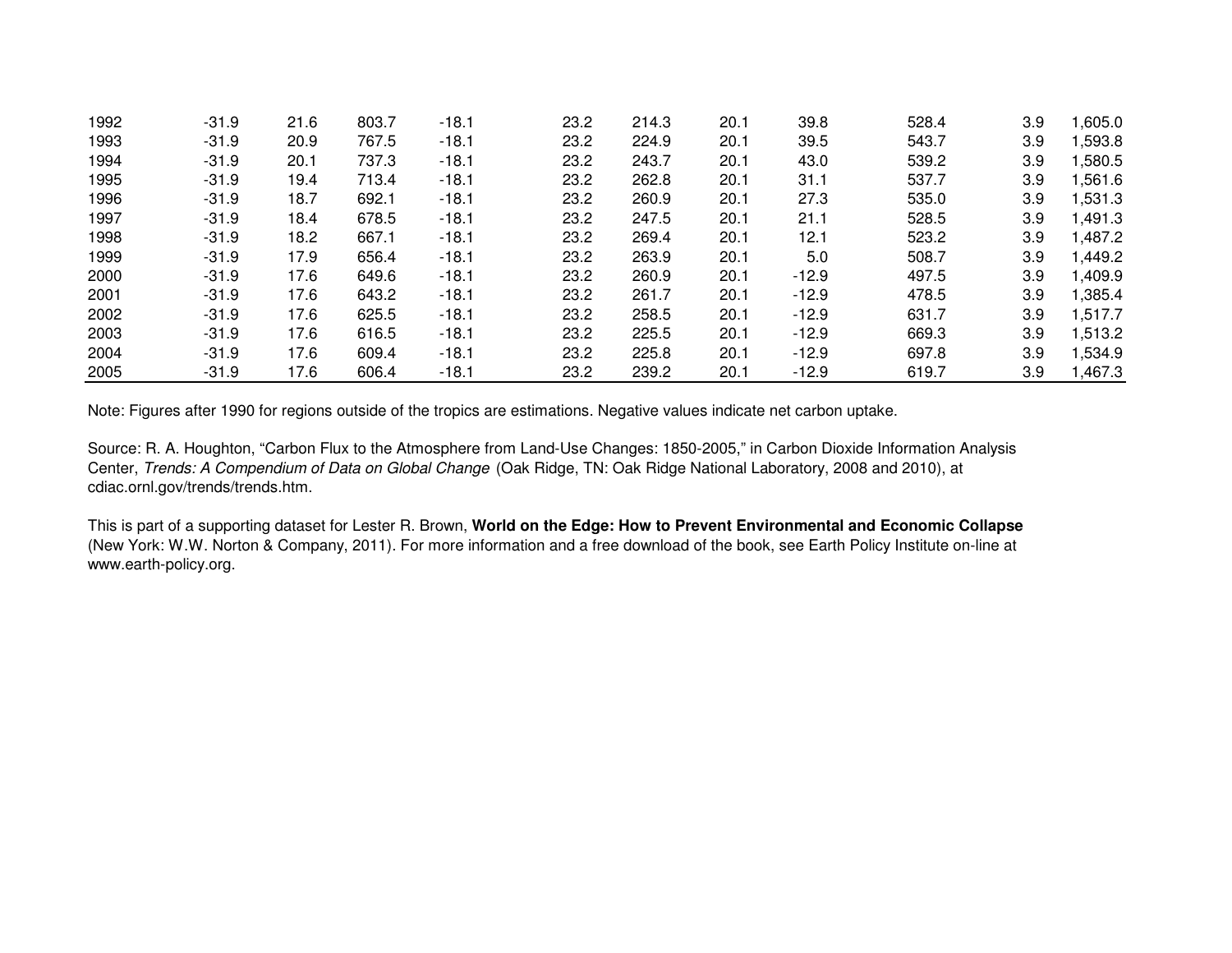| | | | | | | | | | | | |
|---|---|---|---|---|---|---|---|---|---|---|---|
| 1992 | -31.9 | 21.6 | 803.7 | -18.1 | 23.2 | 214.3 | 20.1 | 39.8 | 528.4 | 3.9 | 1,605.0 |
| 1993 | -31.9 | 20.9 | 767.5 | -18.1 | 23.2 | 224.9 | 20.1 | 39.5 | 543.7 | 3.9 | 1,593.8 |
| 1994 | -31.9 | 20.1 | 737.3 | -18.1 | 23.2 | 243.7 | 20.1 | 43.0 | 539.2 | 3.9 | 1,580.5 |
| 1995 | -31.9 | 19.4 | 713.4 | -18.1 | 23.2 | 262.8 | 20.1 | 31.1 | 537.7 | 3.9 | 1,561.6 |
| 1996 | -31.9 | 18.7 | 692.1 | -18.1 | 23.2 | 260.9 | 20.1 | 27.3 | 535.0 | 3.9 | 1,531.3 |
| 1997 | -31.9 | 18.4 | 678.5 | -18.1 | 23.2 | 247.5 | 20.1 | 21.1 | 528.5 | 3.9 | 1,491.3 |
| 1998 | -31.9 | 18.2 | 667.1 | -18.1 | 23.2 | 269.4 | 20.1 | 12.1 | 523.2 | 3.9 | 1,487.2 |
| 1999 | -31.9 | 17.9 | 656.4 | -18.1 | 23.2 | 263.9 | 20.1 | 5.0 | 508.7 | 3.9 | 1,449.2 |
| 2000 | -31.9 | 17.6 | 649.6 | -18.1 | 23.2 | 260.9 | 20.1 | -12.9 | 497.5 | 3.9 | 1,409.9 |
| 2001 | -31.9 | 17.6 | 643.2 | -18.1 | 23.2 | 261.7 | 20.1 | -12.9 | 478.5 | 3.9 | 1,385.4 |
| 2002 | -31.9 | 17.6 | 625.5 | -18.1 | 23.2 | 258.5 | 20.1 | -12.9 | 631.7 | 3.9 | 1,517.7 |
| 2003 | -31.9 | 17.6 | 616.5 | -18.1 | 23.2 | 225.5 | 20.1 | -12.9 | 669.3 | 3.9 | 1,513.2 |
| 2004 | -31.9 | 17.6 | 609.4 | -18.1 | 23.2 | 225.8 | 20.1 | -12.9 | 697.8 | 3.9 | 1,534.9 |
| 2005 | -31.9 | 17.6 | 606.4 | -18.1 | 23.2 | 239.2 | 20.1 | -12.9 | 619.7 | 3.9 | 1,467.3 |

Note: Figures after 1990 for regions outside of the tropics are estimations. Negative values indicate net carbon uptake.

Source: R. A. Houghton, "Carbon Flux to the Atmosphere from Land-Use Changes: 1850-2005," in Carbon Dioxide Information Analysis Center, *Trends: A Compendium of Data on Global Change* (Oak Ridge, TN: Oak Ridge National Laboratory, 2008 and 2010), at cdiac.ornl.gov/trends/trends.htm.

This is part of a supporting dataset for Lester R. Brown, **World on the Edge: How to Prevent Environmental and Economic Collapse** (New York: W.W. Norton & Company, 2011). For more information and a free download of the book, see Earth Policy Institute on-line at www.earth-policy.org.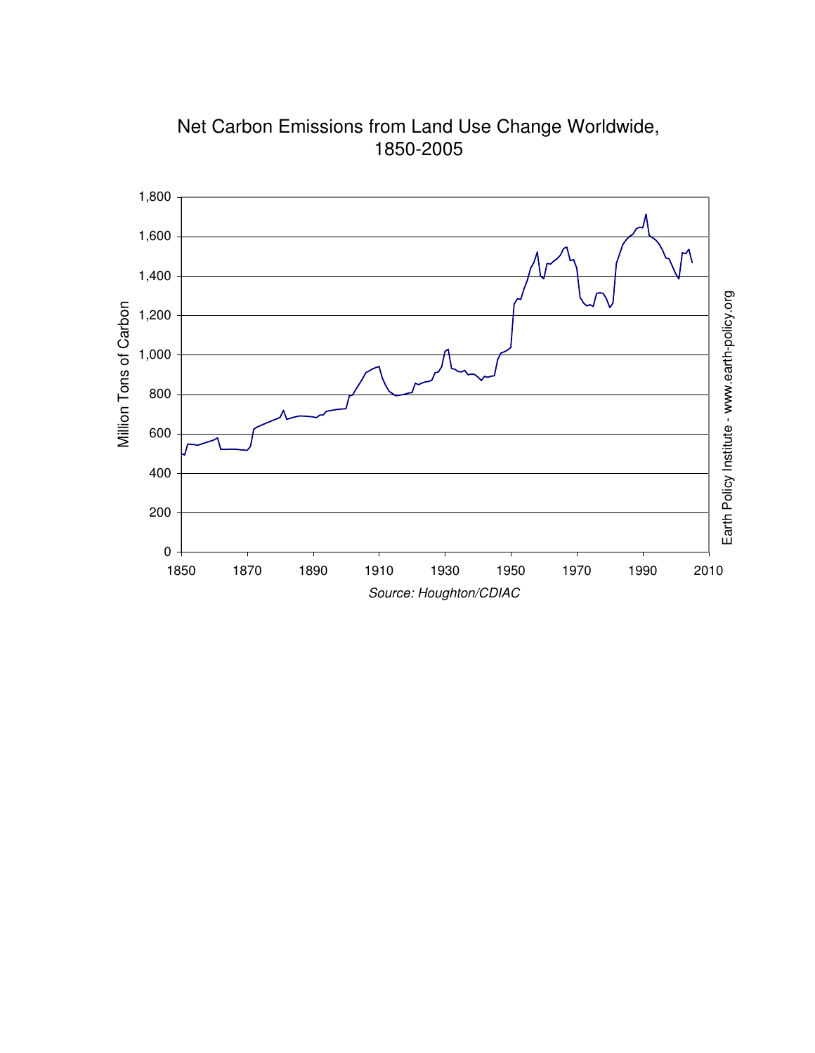Net Carbon Emissions from Land Use Change Worldwide, 1850-2005

Million Tons of Carbon

Source: Houghton/CDIAC

Earth Policy Institute - www.earth-policy.org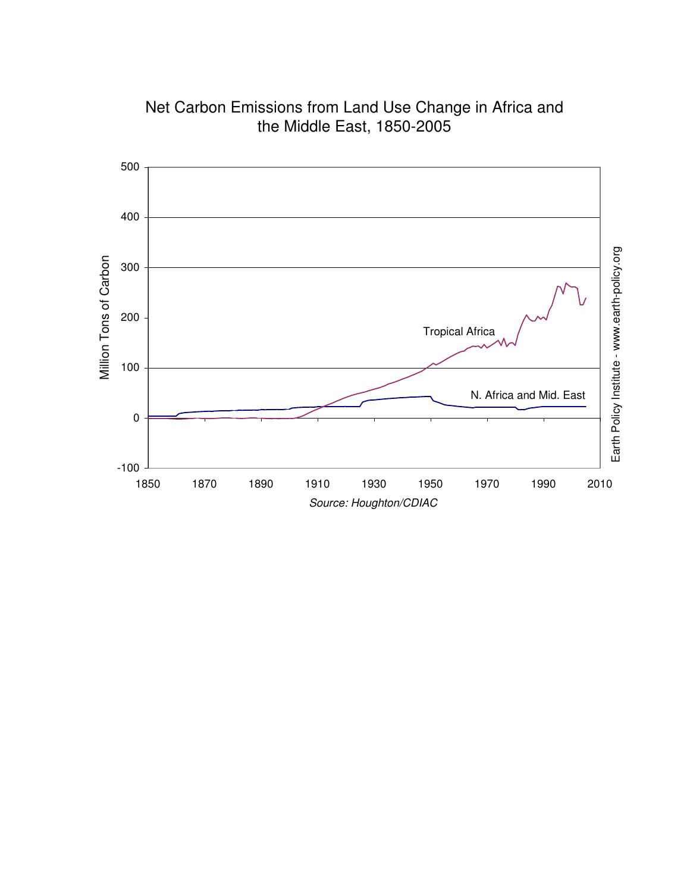Net Carbon Emissions from Land Use Change in Africa and the Middle East, 1850-2005

Source: Houghton/CDIAC

Earth Policy Institute - www.earth-policy.org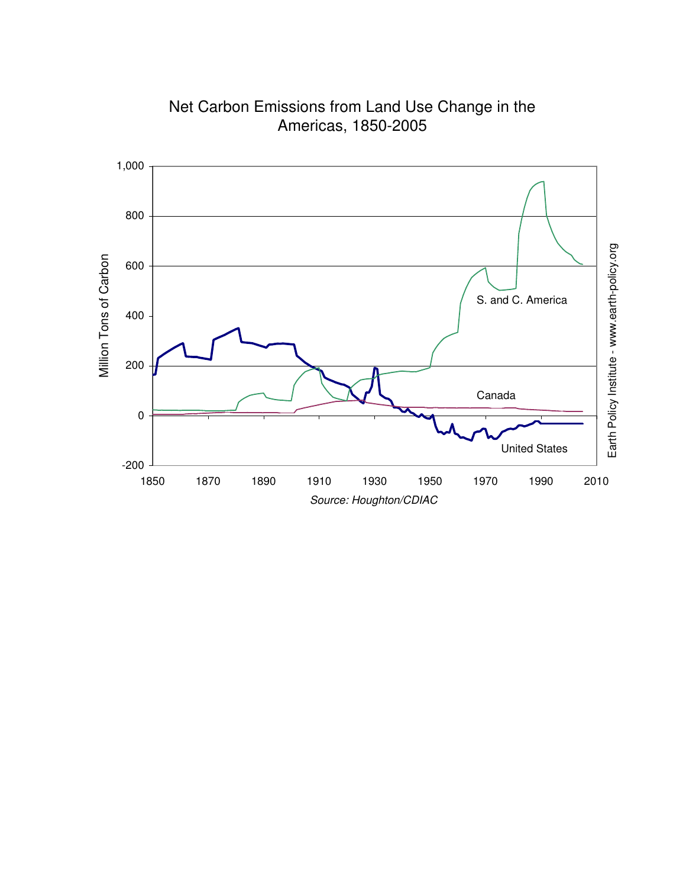# Net Carbon Emissions from Land Use Change in the Americas, 1850-2005

Million Tons of Carbon

1,000
800
600
400
200
0
-200

1850 1870 1890 1910 1930 1950 1970 1990 2010

S. and C. America

Canada

United States

Earth Policy Institute - www.earth-policy.org

*Source: Houghton/CDIAC*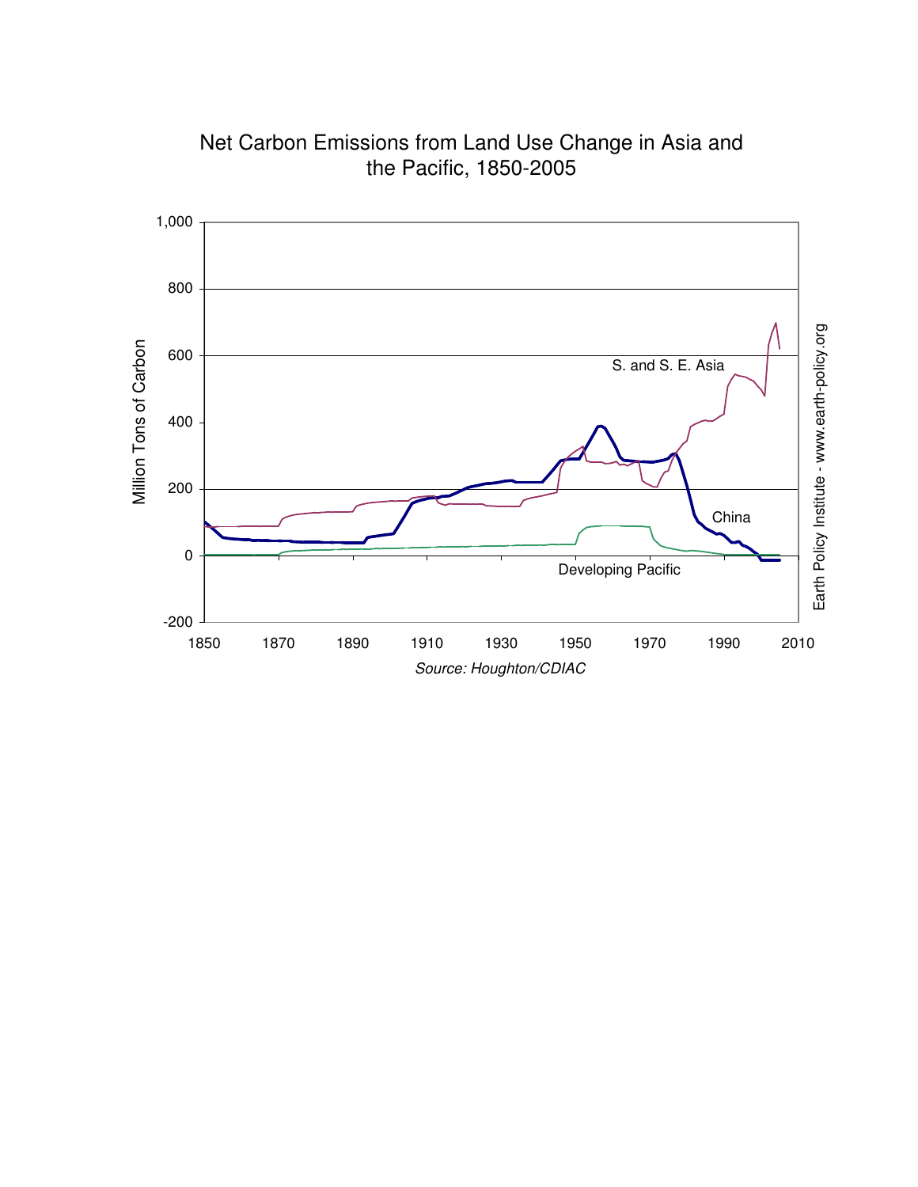Net Carbon Emissions from Land Use Change in Asia and the Pacific, 1850-2005

Million Tons of Carbon

1,000
800
600
400
200
0
-200

1850 1870 1890 1910 1930 1950 1970 1990 2010

S. and S. E. Asia

China

Developing Pacific

*Source: Houghton/CDIAC*

Earth Policy Institute - www.earth-policy.org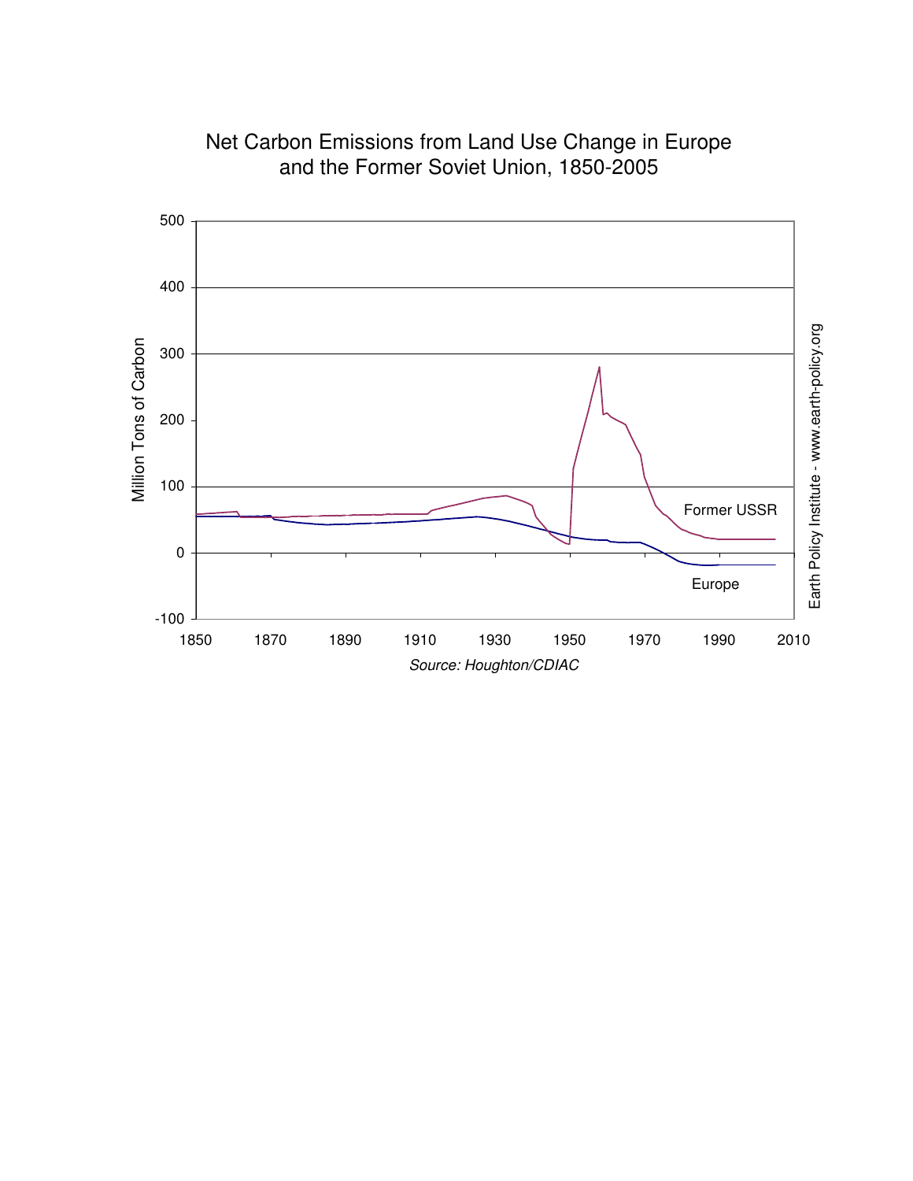Net Carbon Emissions from Land Use Change in Europe and the Former Soviet Union, 1850-2005

Million Tons of Carbon

500
400
300
200
100
0
-100

1850 1870 1890 1910 1930 1950 1970 1990 2010

Former USSR

Europe

*Source: Houghton/CDIAC*

Earth Policy Institute - www.earth-policy.org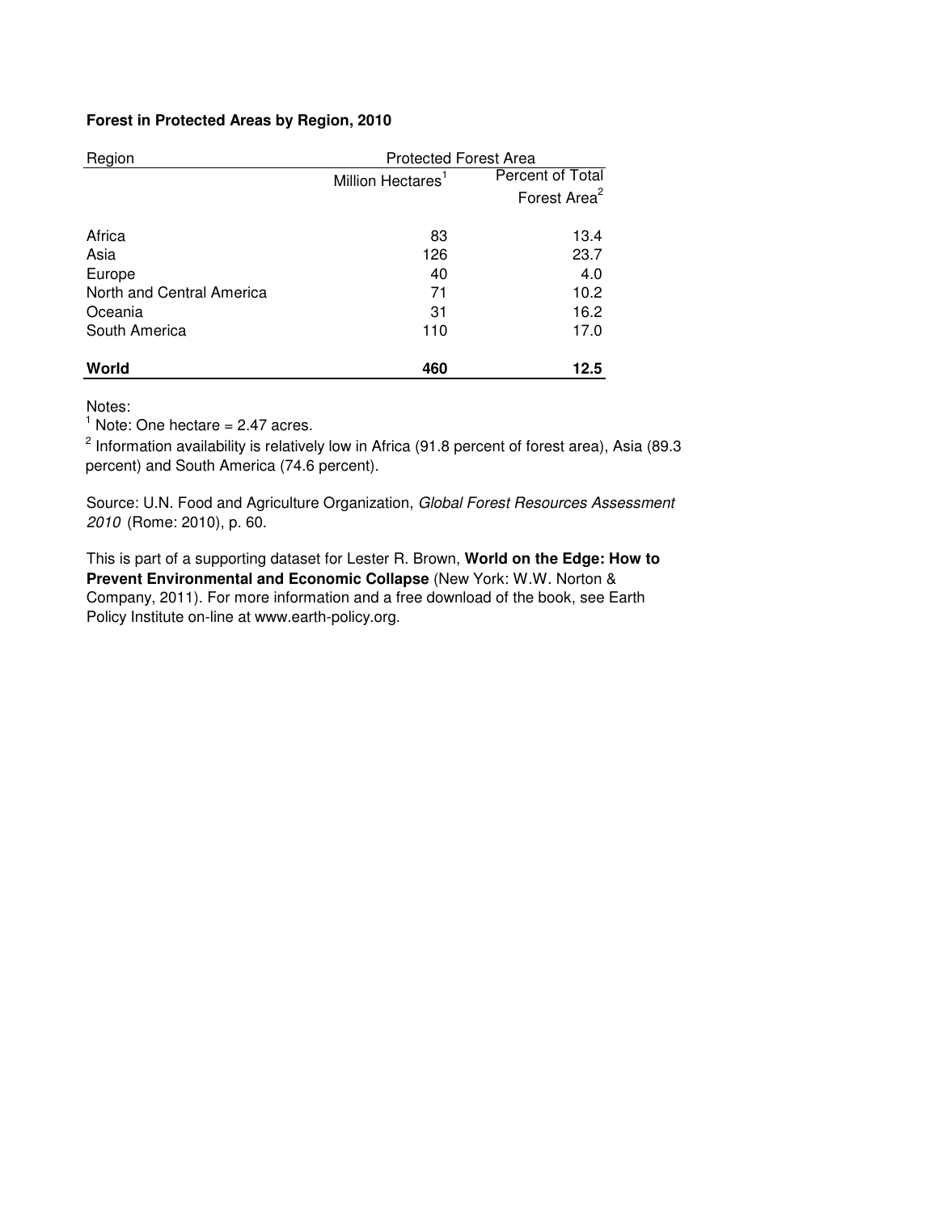**Forest in Protected Areas by Region, 2010**

| Region | Protected Forest Area | |
|---|---|---|
| | Million Hectares[1] | Percent of Total Forest Area[2] |
| Africa | 83 | 13.4 |
| Asia | 126 | 23.7 |
| Europe | 40 | 4.0 |
| North and Central America | 71 | 10.2 |
| Oceania | 31 | 16.2 |
| South America | 110 | 17.0 |
| **World** | **460** | **12.5** |

Notes:

[1] Note: One hectare = 2.47 acres.

[2] Information availability is relatively low in Africa (91.8 percent of forest area), Asia (89.3 percent) and South America (74.6 percent).

Source: U.N. Food and Agriculture Organization, *Global Forest Resources Assessment 2010* (Rome: 2010), p. 60.

This is part of a supporting dataset for Lester R. Brown, **World on the Edge: How to Prevent Environmental and Economic Collapse** (New York: W.W. Norton & Company, 2011). For more information and a free download of the book, see Earth Policy Institute on-line at www.earth-policy.org.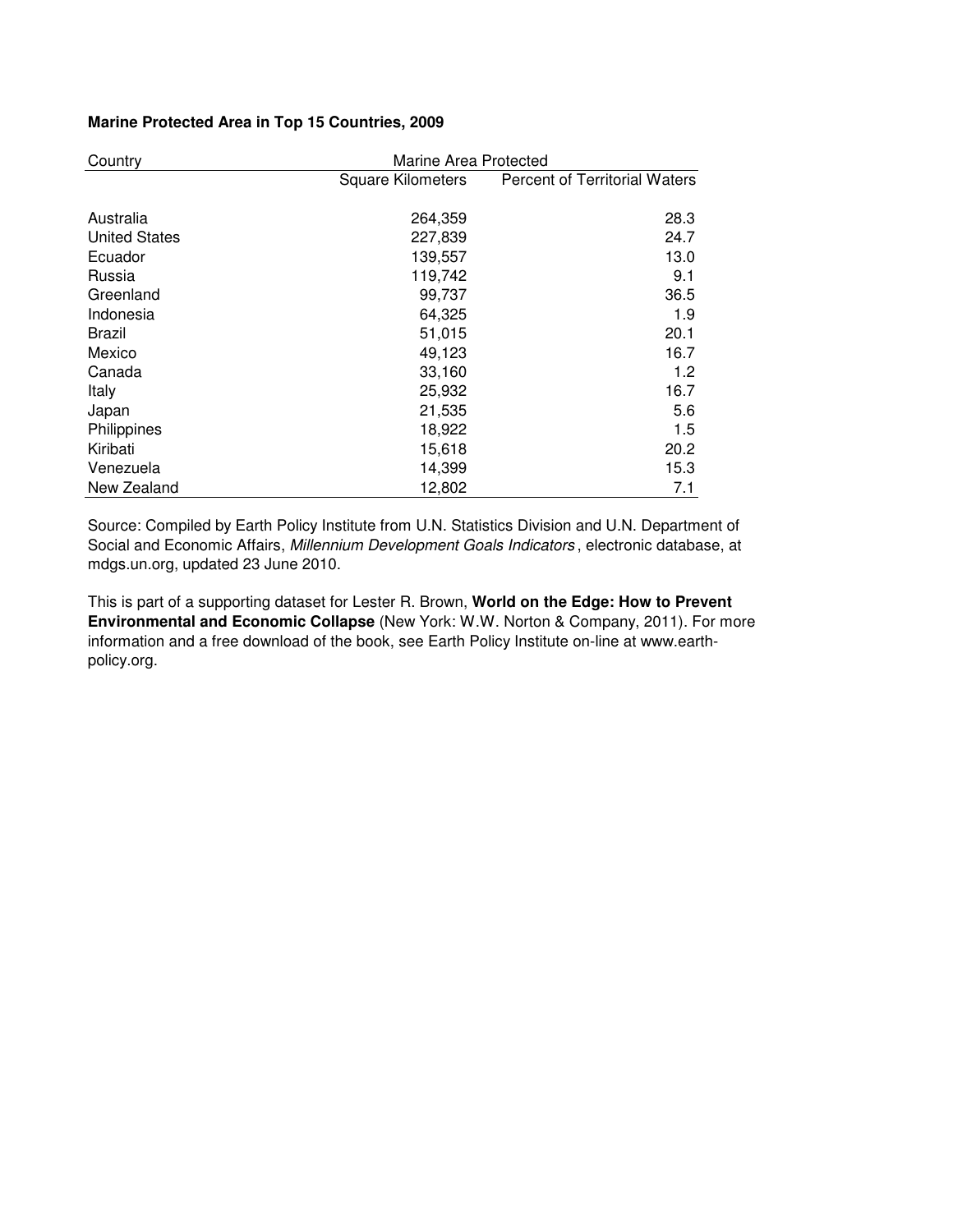**Marine Protected Area in Top 15 Countries, 2009**

| Country | Marine Area Protected | |
|---|---|---|
| | Square Kilometers | Percent of Territorial Waters |
| Australia | 264,359 | 28.3 |
| United States | 227,839 | 24.7 |
| Ecuador | 139,557 | 13.0 |
| Russia | 119,742 | 9.1 |
| Greenland | 99,737 | 36.5 |
| Indonesia | 64,325 | 1.9 |
| Brazil | 51,015 | 20.1 |
| Mexico | 49,123 | 16.7 |
| Canada | 33,160 | 1.2 |
| Italy | 25,932 | 16.7 |
| Japan | 21,535 | 5.6 |
| Philippines | 18,922 | 1.5 |
| Kiribati | 15,618 | 20.2 |
| Venezuela | 14,399 | 15.3 |
| New Zealand | 12,802 | 7.1 |

Source: Compiled by Earth Policy Institute from U.N. Statistics Division and U.N. Department of Social and Economic Affairs, *Millennium Development Goals Indicators*, electronic database, at mdgs.un.org, updated 23 June 2010.

This is part of a supporting dataset for Lester R. Brown, **World on the Edge: How to Prevent Environmental and Economic Collapse** (New York: W.W. Norton & Company, 2011). For more information and a free download of the book, see Earth Policy Institute on-line at www.earth-policy.org.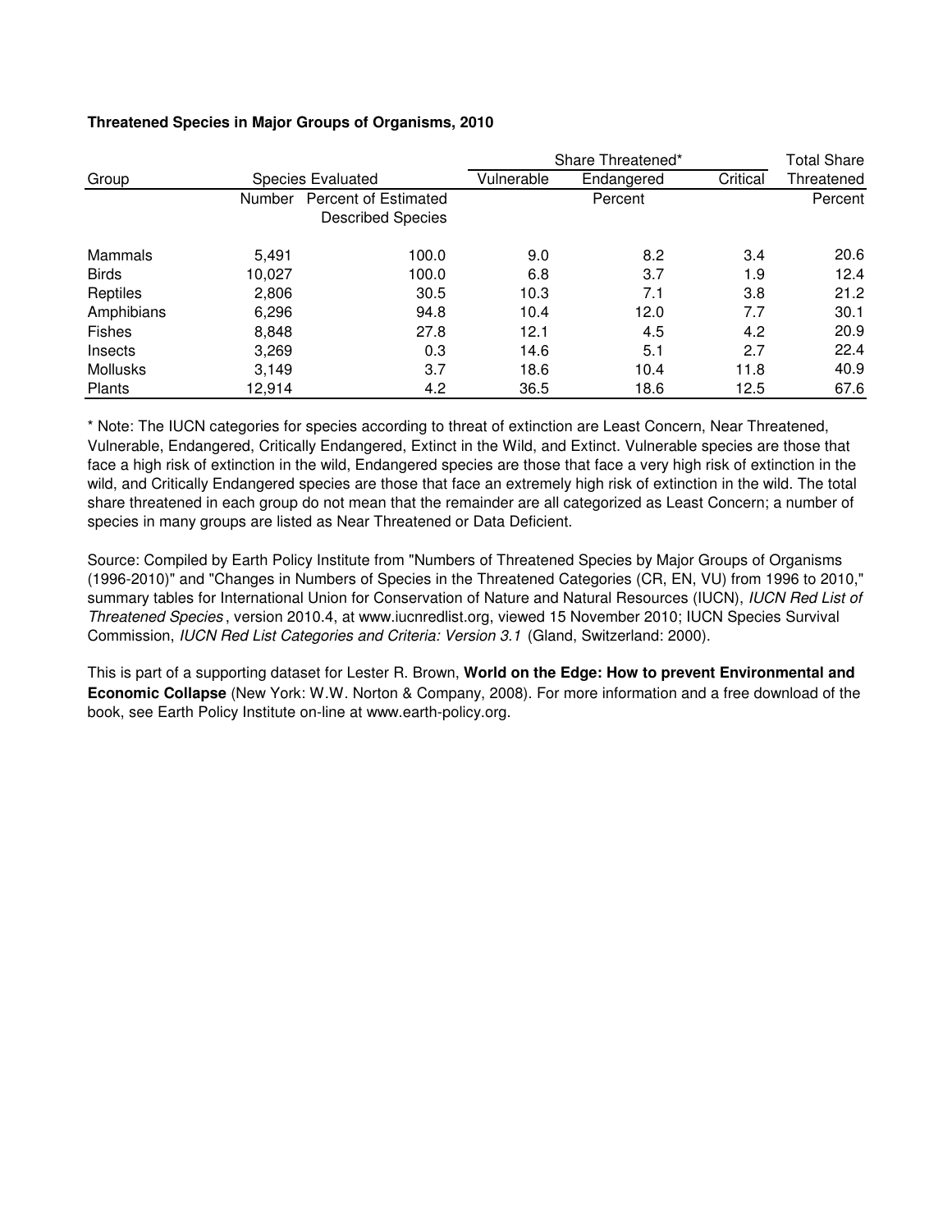**Threatened Species in Major Groups of Organisms, 2010**

| Group | Species Evaluated | | Share Threatened* | | | Total Share Threatened |
|---|---|---|---|---|---|---|
| | | | Vulnerable | Endangered | Critical | |
| | Number | Percent of Estimated Described Species | Percent | | | Percent |
| Mammals | 5,491 | 100.0 | 9.0 | 8.2 | 3.4 | 20.6 |
| Birds | 10,027 | 100.0 | 6.8 | 3.7 | 1.9 | 12.4 |
| Reptiles | 2,806 | 30.5 | 10.3 | 7.1 | 3.8 | 21.2 |
| Amphibians | 6,296 | 94.8 | 10.4 | 12.0 | 7.7 | 30.1 |
| Fishes | 8,848 | 27.8 | 12.1 | 4.5 | 4.2 | 20.9 |
| Insects | 3,269 | 0.3 | 14.6 | 5.1 | 2.7 | 22.4 |
| Mollusks | 3,149 | 3.7 | 18.6 | 10.4 | 11.8 | 40.9 |
| Plants | 12,914 | 4.2 | 36.5 | 18.6 | 12.5 | 67.6 |

* Note: The IUCN categories for species according to threat of extinction are Least Concern, Near Threatened, Vulnerable, Endangered, Critically Endangered, Extinct in the Wild, and Extinct. Vulnerable species are those that face a high risk of extinction in the wild, Endangered species are those that face a very high risk of extinction in the wild, and Critically Endangered species are those that face an extremely high risk of extinction in the wild. The total share threatened in each group do not mean that the remainder are all categorized as Least Concern; a number of species in many groups are listed as Near Threatened or Data Deficient.

Source: Compiled by Earth Policy Institute from "Numbers of Threatened Species by Major Groups of Organisms (1996-2010)" and "Changes in Numbers of Species in the Threatened Categories (CR, EN, VU) from 1996 to 2010," summary tables for International Union for Conservation of Nature and Natural Resources (IUCN), *IUCN Red List of Threatened Species*, version 2010.4, at www.iucnredlist.org, viewed 15 November 2010; IUCN Species Survival Commission, *IUCN Red List Categories and Criteria: Version 3.1* (Gland, Switzerland: 2000).

This is part of a supporting dataset for Lester R. Brown, **World on the Edge: How to prevent Environmental and Economic Collapse** (New York: W.W. Norton & Company, 2008). For more information and a free download of the book, see Earth Policy Institute on-line at www.earth-policy.org.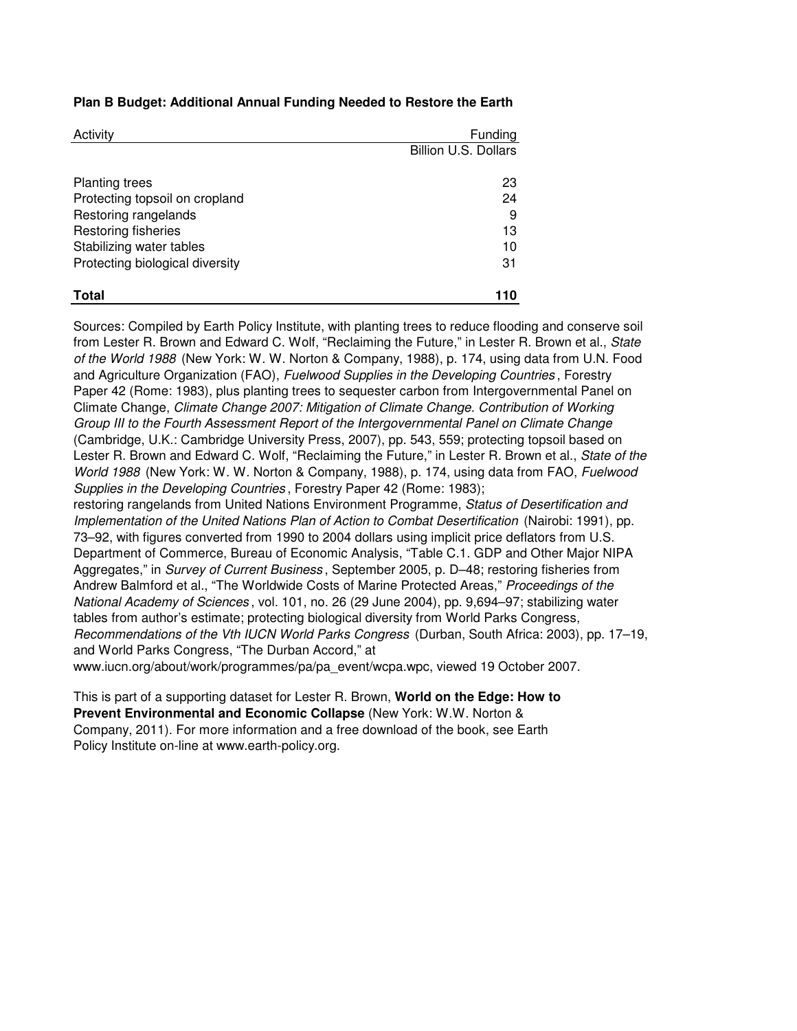**Plan B Budget: Additional Annual Funding Needed to Restore the Earth**

| Activity | Funding |
|---|---|
| | Billion U.S. Dollars |
| Planting trees | 23 |
| Protecting topsoil on cropland | 24 |
| Restoring rangelands | 9 |
| Restoring fisheries | 13 |
| Stabilizing water tables | 10 |
| Protecting biological diversity | 31 |
| **Total** | **110** |

Sources: Compiled by Earth Policy Institute, with planting trees to reduce flooding and conserve soil from Lester R. Brown and Edward C. Wolf, "Reclaiming the Future," in Lester R. Brown et al., *State of the World 1988* (New York: W. W. Norton & Company, 1988), p. 174, using data from U.N. Food and Agriculture Organization (FAO), *Fuelwood Supplies in the Developing Countries*, Forestry Paper 42 (Rome: 1983), plus planting trees to sequester carbon from Intergovernmental Panel on Climate Change, *Climate Change 2007: Mitigation of Climate Change. Contribution of Working Group III to the Fourth Assessment Report of the Intergovernmental Panel on Climate Change* (Cambridge, U.K.: Cambridge University Press, 2007), pp. 543, 559; protecting topsoil based on Lester R. Brown and Edward C. Wolf, "Reclaiming the Future," in Lester R. Brown et al., *State of the World 1988* (New York: W. W. Norton & Company, 1988), p. 174, using data from FAO, *Fuelwood Supplies in the Developing Countries*, Forestry Paper 42 (Rome: 1983); restoring rangelands from United Nations Environment Programme, *Status of Desertification and Implementation of the United Nations Plan of Action to Combat Desertification* (Nairobi: 1991), pp. 73–92, with figures converted from 1990 to 2004 dollars using implicit price deflators from U.S. Department of Commerce, Bureau of Economic Analysis, "Table C.1. GDP and Other Major NIPA Aggregates," in *Survey of Current Business*, September 2005, p. D–48; restoring fisheries from Andrew Balmford et al., "The Worldwide Costs of Marine Protected Areas," *Proceedings of the National Academy of Sciences*, vol. 101, no. 26 (29 June 2004), pp. 9,694–97; stabilizing water tables from author's estimate; protecting biological diversity from World Parks Congress, *Recommendations of the Vth IUCN World Parks Congress* (Durban, South Africa: 2003), pp. 17–19, and World Parks Congress, "The Durban Accord," at www.iucn.org/about/work/programmes/pa/pa_event/wcpa.wpc, viewed 19 October 2007.

This is part of a supporting dataset for Lester R. Brown, **World on the Edge: How to Prevent Environmental and Economic Collapse** (New York: W.W. Norton & Company, 2011). For more information and a free download of the book, see Earth Policy Institute on-line at www.earth-policy.org.